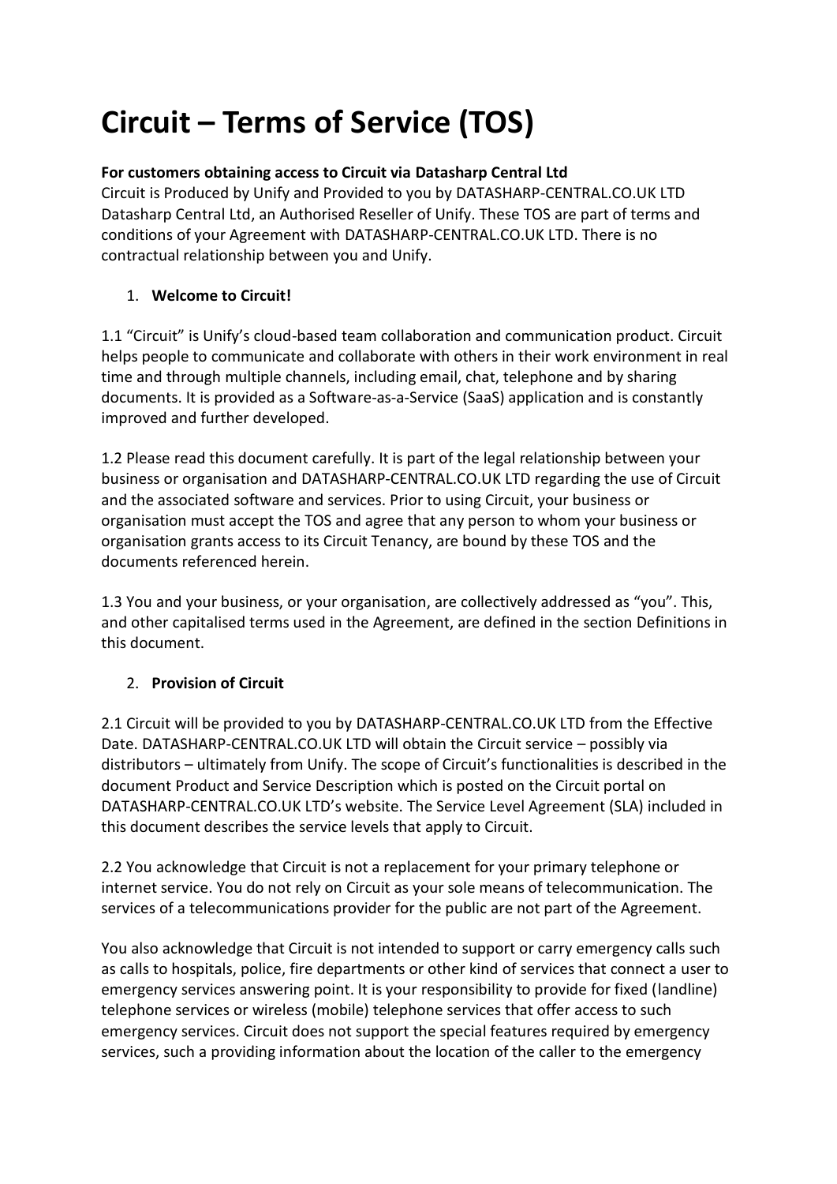# Circuit – Terms of Service (TOS)

**For customers obtaining access to Circuit via Datasharp Central Ltd**

Circuit is Produced by Unify and Provided to you by DATASHARP-CENTRAL.CO.UK LTD Datasharp Central Ltd, an Authorised Reseller of Unify. These TOS are part of terms and conditions of your Agreement with DATASHARP-CENTRAL.CO.UK LTD. There is no contractual relationship between you and Unify.

1. **Welcome to Circuit!**

1.1 "Circuit" is Unify's cloud-based team collaboration and communication product. Circuit helps people to communicate and collaborate with others in their work environment in real time and through multiple channels, including email, chat, telephone and by sharing documents. It is provided as a Software-as-a-Service (SaaS) application and is constantly improved and further developed.

1.2 Please read this document carefully. It is part of the legal relationship between your business or organisation and DATASHARP-CENTRAL.CO.UK LTD regarding the use of Circuit and the associated software and services. Prior to using Circuit, your business or organisation must accept the TOS and agree that any person to whom your business or organisation grants access to its Circuit Tenancy, are bound by these TOS and the documents referenced herein.

1.3 You and your business, or your organisation, are collectively addressed as "you". This, and other capitalised terms used in the Agreement, are defined in the section Definitions in this document.

2. **Provision of Circuit**

2.1 Circuit will be provided to you by DATASHARP-CENTRAL.CO.UK LTD from the Effective Date. DATASHARP-CENTRAL.CO.UK LTD will obtain the Circuit service – possibly via distributors – ultimately from Unify. The scope of Circuit's functionalities is described in the document Product and Service Description which is posted on the Circuit portal on DATASHARP-CENTRAL.CO.UK LTD's website. The Service Level Agreement (SLA) included in this document describes the service levels that apply to Circuit.

2.2 You acknowledge that Circuit is not a replacement for your primary telephone or internet service. You do not rely on Circuit as your sole means of telecommunication. The services of a telecommunications provider for the public are not part of the Agreement.

You also acknowledge that Circuit is not intended to support or carry emergency calls such as calls to hospitals, police, fire departments or other kind of services that connect a user to emergency services answering point. It is your responsibility to provide for fixed (landline) telephone services or wireless (mobile) telephone services that offer access to such emergency services. Circuit does not support the special features required by emergency services, such a providing information about the location of the caller to the emergency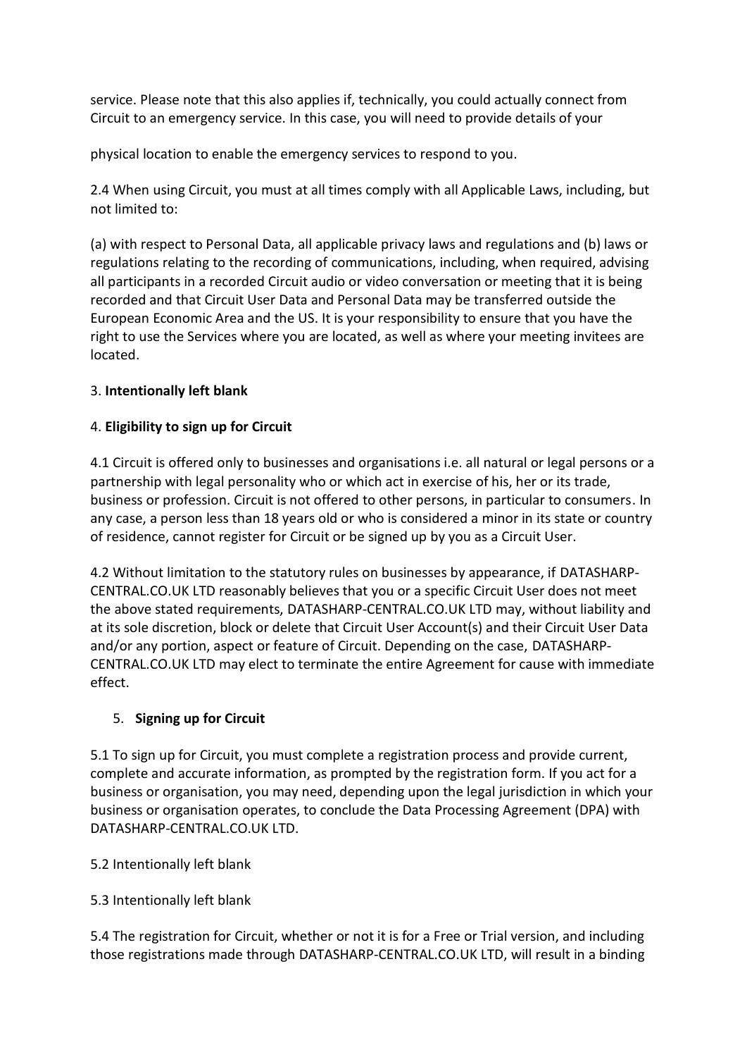service. Please note that this also applies if, technically, you could actually connect from Circuit to an emergency service. In this case, you will need to provide details of your

physical location to enable the emergency services to respond to you.

2.4 When using Circuit, you must at all times comply with all Applicable Laws, including, but not limited to:

(a) with respect to Personal Data, all applicable privacy laws and regulations and (b) laws or regulations relating to the recording of communications, including, when required, advising all participants in a recorded Circuit audio or video conversation or meeting that it is being recorded and that Circuit User Data and Personal Data may be transferred outside the European Economic Area and the US. It is your responsibility to ensure that you have the right to use the Services where you are located, as well as where your meeting invitees are located.

3. **Intentionally left blank**

4. **Eligibility to sign up for Circuit**

4.1 Circuit is offered only to businesses and organisations i.e. all natural or legal persons or a partnership with legal personality who or which act in exercise of his, her or its trade, business or profession. Circuit is not offered to other persons, in particular to consumers. In any case, a person less than 18 years old or who is considered a minor in its state or country of residence, cannot register for Circuit or be signed up by you as a Circuit User.

4.2 Without limitation to the statutory rules on businesses by appearance, if DATASHARP-CENTRAL.CO.UK LTD reasonably believes that you or a specific Circuit User does not meet the above stated requirements, DATASHARP-CENTRAL.CO.UK LTD may, without liability and at its sole discretion, block or delete that Circuit User Account(s) and their Circuit User Data and/or any portion, aspect or feature of Circuit. Depending on the case, DATASHARP-CENTRAL.CO.UK LTD may elect to terminate the entire Agreement for cause with immediate effect.

5. **Signing up for Circuit**

5.1 To sign up for Circuit, you must complete a registration process and provide current, complete and accurate information, as prompted by the registration form. If you act for a business or organisation, you may need, depending upon the legal jurisdiction in which your business or organisation operates, to conclude the Data Processing Agreement (DPA) with DATASHARP-CENTRAL.CO.UK LTD.

5.2 Intentionally left blank

5.3 Intentionally left blank

5.4 The registration for Circuit, whether or not it is for a Free or Trial version, and including those registrations made through DATASHARP-CENTRAL.CO.UK LTD, will result in a binding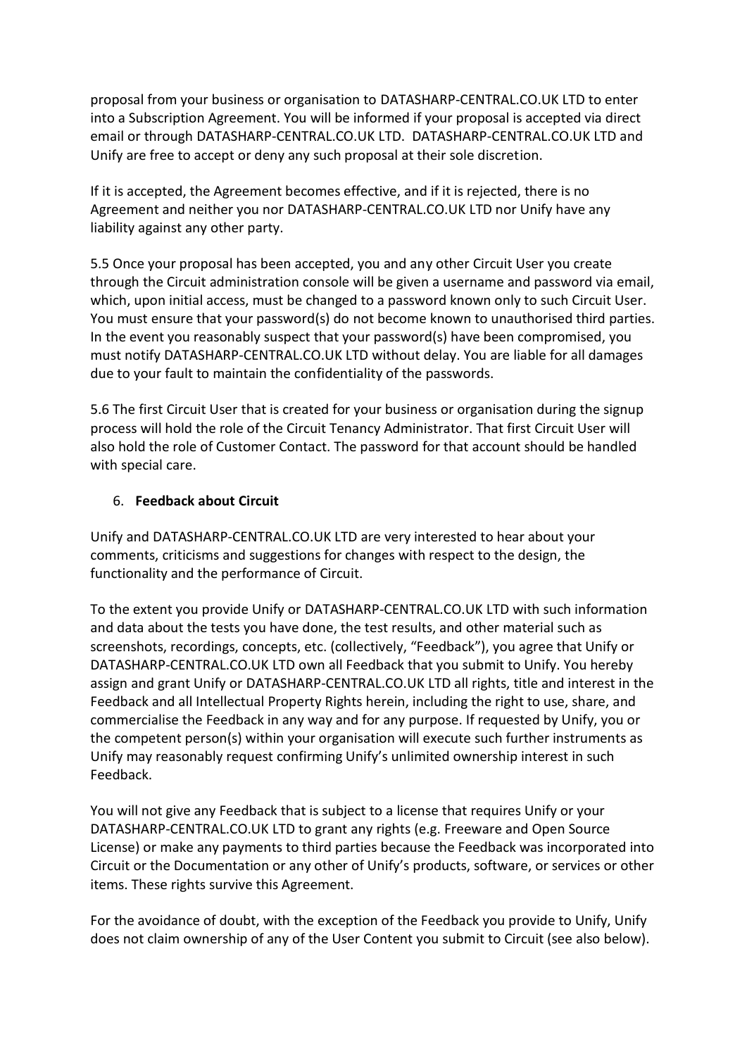proposal from your business or organisation to DATASHARP-CENTRAL.CO.UK LTD to enter into a Subscription Agreement. You will be informed if your proposal is accepted via direct email or through DATASHARP-CENTRAL.CO.UK LTD. DATASHARP-CENTRAL.CO.UK LTD and Unify are free to accept or deny any such proposal at their sole discretion.

If it is accepted, the Agreement becomes effective, and if it is rejected, there is no Agreement and neither you nor DATASHARP-CENTRAL.CO.UK LTD nor Unify have any liability against any other party.

5.5 Once your proposal has been accepted, you and any other Circuit User you create through the Circuit administration console will be given a username and password via email, which, upon initial access, must be changed to a password known only to such Circuit User. You must ensure that your password(s) do not become known to unauthorised third parties. In the event you reasonably suspect that your password(s) have been compromised, you must notify DATASHARP-CENTRAL.CO.UK LTD without delay. You are liable for all damages due to your fault to maintain the confidentiality of the passwords.

5.6 The first Circuit User that is created for your business or organisation during the signup process will hold the role of the Circuit Tenancy Administrator. That first Circuit User will also hold the role of Customer Contact. The password for that account should be handled with special care.

6. **Feedback about Circuit**

Unify and DATASHARP-CENTRAL.CO.UK LTD are very interested to hear about your comments, criticisms and suggestions for changes with respect to the design, the functionality and the performance of Circuit.

To the extent you provide Unify or DATASHARP-CENTRAL.CO.UK LTD with such information and data about the tests you have done, the test results, and other material such as screenshots, recordings, concepts, etc. (collectively, "Feedback"), you agree that Unify or DATASHARP-CENTRAL.CO.UK LTD own all Feedback that you submit to Unify. You hereby assign and grant Unify or DATASHARP-CENTRAL.CO.UK LTD all rights, title and interest in the Feedback and all Intellectual Property Rights herein, including the right to use, share, and commercialise the Feedback in any way and for any purpose. If requested by Unify, you or the competent person(s) within your organisation will execute such further instruments as Unify may reasonably request confirming Unify's unlimited ownership interest in such Feedback.

You will not give any Feedback that is subject to a license that requires Unify or your DATASHARP-CENTRAL.CO.UK LTD to grant any rights (e.g. Freeware and Open Source License) or make any payments to third parties because the Feedback was incorporated into Circuit or the Documentation or any other of Unify's products, software, or services or other items. These rights survive this Agreement.

For the avoidance of doubt, with the exception of the Feedback you provide to Unify, Unify does not claim ownership of any of the User Content you submit to Circuit (see also below).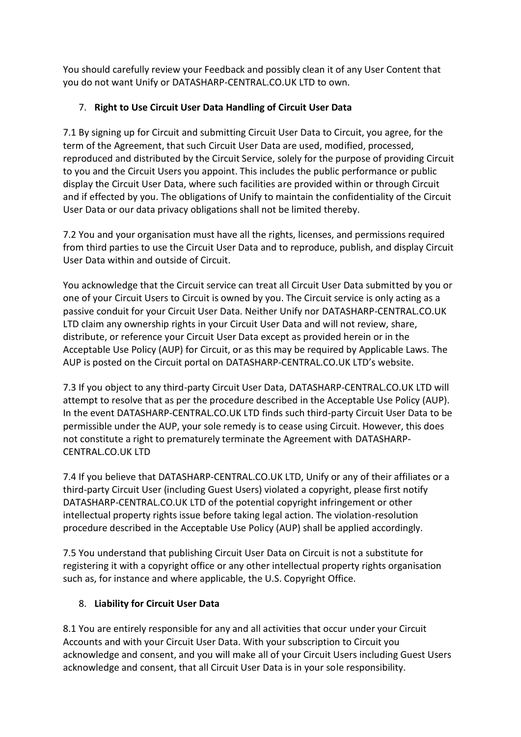You should carefully review your Feedback and possibly clean it of any User Content that you do not want Unify or DATASHARP-CENTRAL.CO.UK LTD to own.

7. **Right to Use Circuit User Data Handling of Circuit User Data**

7.1 By signing up for Circuit and submitting Circuit User Data to Circuit, you agree, for the term of the Agreement, that such Circuit User Data are used, modified, processed, reproduced and distributed by the Circuit Service, solely for the purpose of providing Circuit to you and the Circuit Users you appoint. This includes the public performance or public display the Circuit User Data, where such facilities are provided within or through Circuit and if effected by you. The obligations of Unify to maintain the confidentiality of the Circuit User Data or our data privacy obligations shall not be limited thereby.

7.2 You and your organisation must have all the rights, licenses, and permissions required from third parties to use the Circuit User Data and to reproduce, publish, and display Circuit User Data within and outside of Circuit.

You acknowledge that the Circuit service can treat all Circuit User Data submitted by you or one of your Circuit Users to Circuit is owned by you. The Circuit service is only acting as a passive conduit for your Circuit User Data. Neither Unify nor DATASHARP-CENTRAL.CO.UK LTD claim any ownership rights in your Circuit User Data and will not review, share, distribute, or reference your Circuit User Data except as provided herein or in the Acceptable Use Policy (AUP) for Circuit, or as this may be required by Applicable Laws. The AUP is posted on the Circuit portal on DATASHARP-CENTRAL.CO.UK LTD's website.

7.3 If you object to any third-party Circuit User Data, DATASHARP-CENTRAL.CO.UK LTD will attempt to resolve that as per the procedure described in the Acceptable Use Policy (AUP). In the event DATASHARP-CENTRAL.CO.UK LTD finds such third-party Circuit User Data to be permissible under the AUP, your sole remedy is to cease using Circuit. However, this does not constitute a right to prematurely terminate the Agreement with DATASHARP-CENTRAL.CO.UK LTD

7.4 If you believe that DATASHARP-CENTRAL.CO.UK LTD, Unify or any of their affiliates or a third-party Circuit User (including Guest Users) violated a copyright, please first notify DATASHARP-CENTRAL.CO.UK LTD of the potential copyright infringement or other intellectual property rights issue before taking legal action. The violation-resolution procedure described in the Acceptable Use Policy (AUP) shall be applied accordingly.

7.5 You understand that publishing Circuit User Data on Circuit is not a substitute for registering it with a copyright office or any other intellectual property rights organisation such as, for instance and where applicable, the U.S. Copyright Office.

8. **Liability for Circuit User Data**

8.1 You are entirely responsible for any and all activities that occur under your Circuit Accounts and with your Circuit User Data. With your subscription to Circuit you acknowledge and consent, and you will make all of your Circuit Users including Guest Users acknowledge and consent, that all Circuit User Data is in your sole responsibility.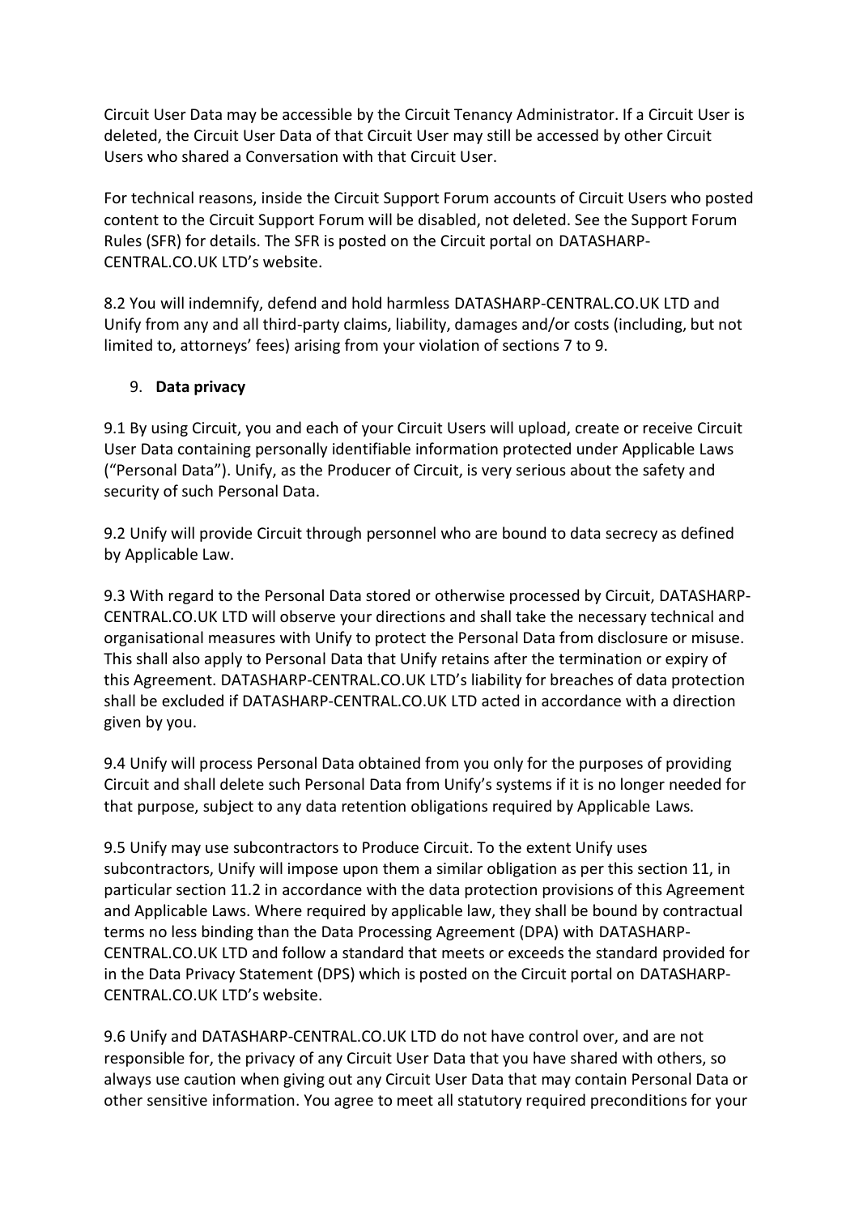Circuit User Data may be accessible by the Circuit Tenancy Administrator. If a Circuit User is deleted, the Circuit User Data of that Circuit User may still be accessed by other Circuit Users who shared a Conversation with that Circuit User.

For technical reasons, inside the Circuit Support Forum accounts of Circuit Users who posted content to the Circuit Support Forum will be disabled, not deleted. See the Support Forum Rules (SFR) for details. The SFR is posted on the Circuit portal on DATASHARP-CENTRAL.CO.UK LTD's website.

8.2 You will indemnify, defend and hold harmless DATASHARP-CENTRAL.CO.UK LTD and Unify from any and all third-party claims, liability, damages and/or costs (including, but not limited to, attorneys' fees) arising from your violation of sections 7 to 9.

9. **Data privacy**

9.1 By using Circuit, you and each of your Circuit Users will upload, create or receive Circuit User Data containing personally identifiable information protected under Applicable Laws ("Personal Data"). Unify, as the Producer of Circuit, is very serious about the safety and security of such Personal Data.

9.2 Unify will provide Circuit through personnel who are bound to data secrecy as defined by Applicable Law.

9.3 With regard to the Personal Data stored or otherwise processed by Circuit, DATASHARP-CENTRAL.CO.UK LTD will observe your directions and shall take the necessary technical and organisational measures with Unify to protect the Personal Data from disclosure or misuse. This shall also apply to Personal Data that Unify retains after the termination or expiry of this Agreement. DATASHARP-CENTRAL.CO.UK LTD's liability for breaches of data protection shall be excluded if DATASHARP-CENTRAL.CO.UK LTD acted in accordance with a direction given by you.

9.4 Unify will process Personal Data obtained from you only for the purposes of providing Circuit and shall delete such Personal Data from Unify's systems if it is no longer needed for that purpose, subject to any data retention obligations required by Applicable Laws.

9.5 Unify may use subcontractors to Produce Circuit. To the extent Unify uses subcontractors, Unify will impose upon them a similar obligation as per this section 11, in particular section 11.2 in accordance with the data protection provisions of this Agreement and Applicable Laws. Where required by applicable law, they shall be bound by contractual terms no less binding than the Data Processing Agreement (DPA) with DATASHARP-CENTRAL.CO.UK LTD and follow a standard that meets or exceeds the standard provided for in the Data Privacy Statement (DPS) which is posted on the Circuit portal on DATASHARP-CENTRAL.CO.UK LTD's website.

9.6 Unify and DATASHARP-CENTRAL.CO.UK LTD do not have control over, and are not responsible for, the privacy of any Circuit User Data that you have shared with others, so always use caution when giving out any Circuit User Data that may contain Personal Data or other sensitive information. You agree to meet all statutory required preconditions for your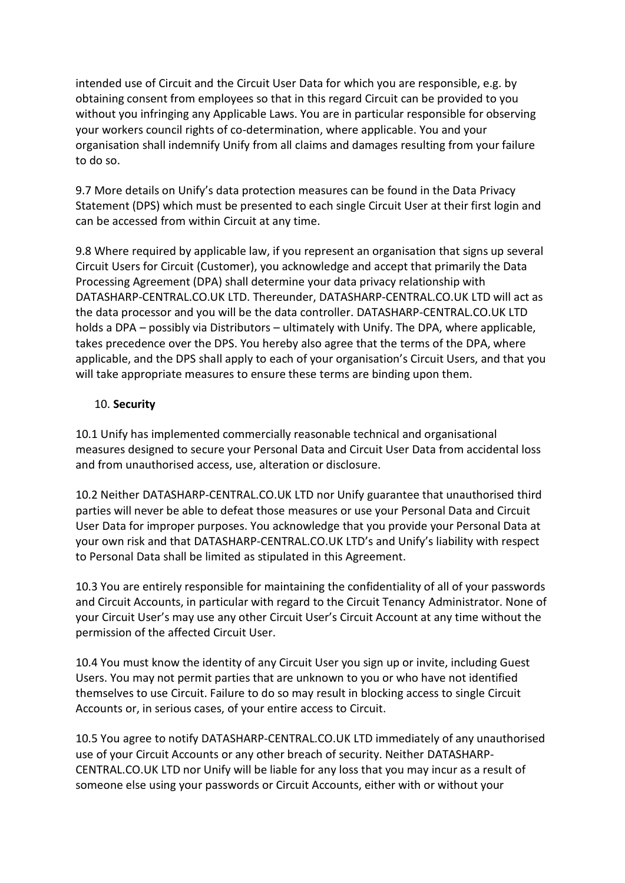intended use of Circuit and the Circuit User Data for which you are responsible, e.g. by obtaining consent from employees so that in this regard Circuit can be provided to you without you infringing any Applicable Laws. You are in particular responsible for observing your workers council rights of co-determination, where applicable. You and your organisation shall indemnify Unify from all claims and damages resulting from your failure to do so.

9.7 More details on Unify's data protection measures can be found in the Data Privacy Statement (DPS) which must be presented to each single Circuit User at their first login and can be accessed from within Circuit at any time.

9.8 Where required by applicable law, if you represent an organisation that signs up several Circuit Users for Circuit (Customer), you acknowledge and accept that primarily the Data Processing Agreement (DPA) shall determine your data privacy relationship with DATASHARP-CENTRAL.CO.UK LTD. Thereunder, DATASHARP-CENTRAL.CO.UK LTD will act as the data processor and you will be the data controller. DATASHARP-CENTRAL.CO.UK LTD holds a DPA – possibly via Distributors – ultimately with Unify. The DPA, where applicable, takes precedence over the DPS. You hereby also agree that the terms of the DPA, where applicable, and the DPS shall apply to each of your organisation's Circuit Users, and that you will take appropriate measures to ensure these terms are binding upon them.

10. **Security**

10.1 Unify has implemented commercially reasonable technical and organisational measures designed to secure your Personal Data and Circuit User Data from accidental loss and from unauthorised access, use, alteration or disclosure.

10.2 Neither DATASHARP-CENTRAL.CO.UK LTD nor Unify guarantee that unauthorised third parties will never be able to defeat those measures or use your Personal Data and Circuit User Data for improper purposes. You acknowledge that you provide your Personal Data at your own risk and that DATASHARP-CENTRAL.CO.UK LTD's and Unify's liability with respect to Personal Data shall be limited as stipulated in this Agreement.

10.3 You are entirely responsible for maintaining the confidentiality of all of your passwords and Circuit Accounts, in particular with regard to the Circuit Tenancy Administrator. None of your Circuit User's may use any other Circuit User's Circuit Account at any time without the permission of the affected Circuit User.

10.4 You must know the identity of any Circuit User you sign up or invite, including Guest Users. You may not permit parties that are unknown to you or who have not identified themselves to use Circuit. Failure to do so may result in blocking access to single Circuit Accounts or, in serious cases, of your entire access to Circuit.

10.5 You agree to notify DATASHARP-CENTRAL.CO.UK LTD immediately of any unauthorised use of your Circuit Accounts or any other breach of security. Neither DATASHARP-CENTRAL.CO.UK LTD nor Unify will be liable for any loss that you may incur as a result of someone else using your passwords or Circuit Accounts, either with or without your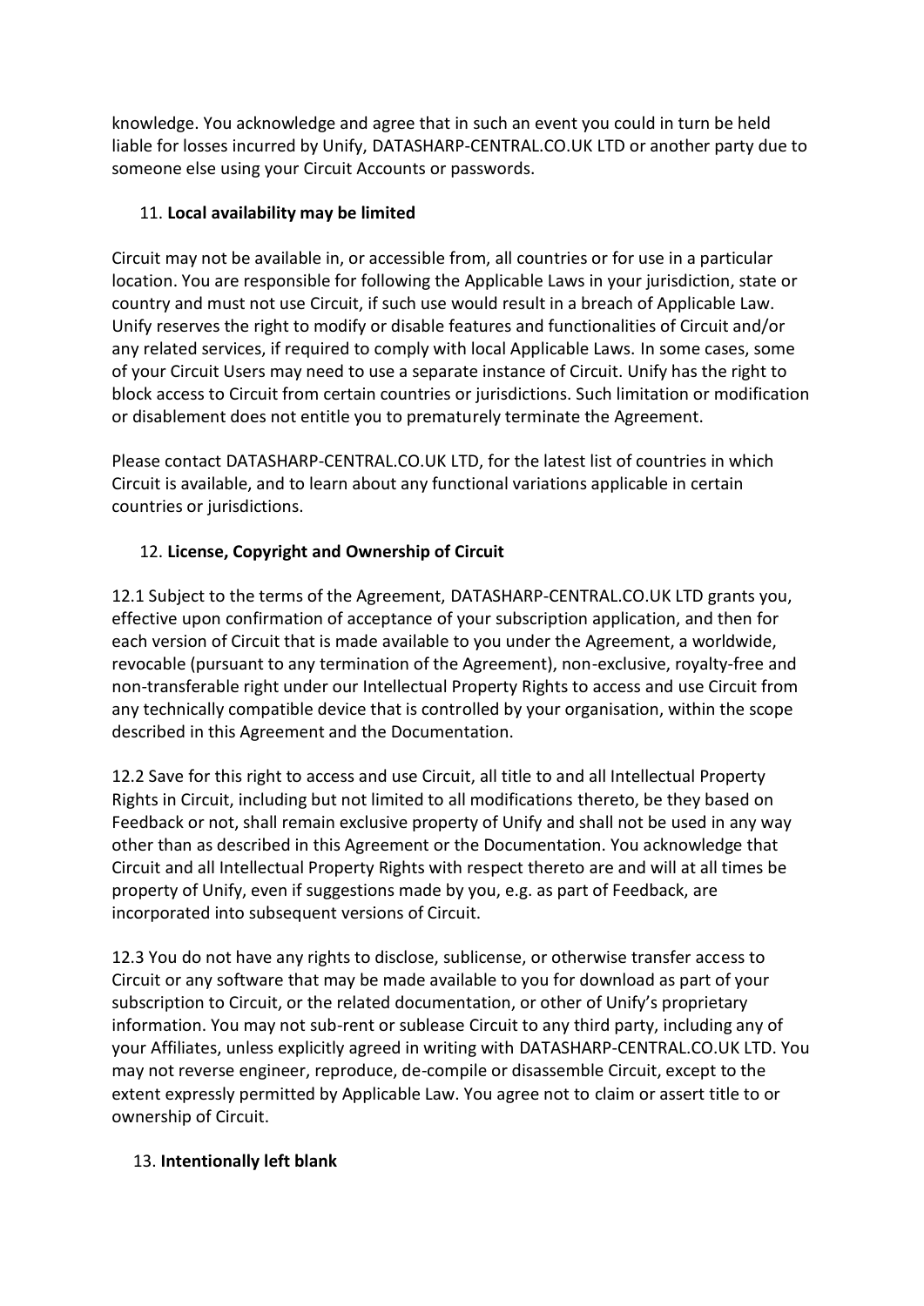knowledge. You acknowledge and agree that in such an event you could in turn be held liable for losses incurred by Unify, DATASHARP-CENTRAL.CO.UK LTD or another party due to someone else using your Circuit Accounts or passwords.

## 11. **Local availability may be limited**

Circuit may not be available in, or accessible from, all countries or for use in a particular location. You are responsible for following the Applicable Laws in your jurisdiction, state or country and must not use Circuit, if such use would result in a breach of Applicable Law. Unify reserves the right to modify or disable features and functionalities of Circuit and/or any related services, if required to comply with local Applicable Laws. In some cases, some of your Circuit Users may need to use a separate instance of Circuit. Unify has the right to block access to Circuit from certain countries or jurisdictions. Such limitation or modification or disablement does not entitle you to prematurely terminate the Agreement.

Please contact DATASHARP-CENTRAL.CO.UK LTD, for the latest list of countries in which Circuit is available, and to learn about any functional variations applicable in certain countries or jurisdictions.

## 12. **License, Copyright and Ownership of Circuit**

12.1 Subject to the terms of the Agreement, DATASHARP-CENTRAL.CO.UK LTD grants you, effective upon confirmation of acceptance of your subscription application, and then for each version of Circuit that is made available to you under the Agreement, a worldwide, revocable (pursuant to any termination of the Agreement), non-exclusive, royalty-free and non-transferable right under our Intellectual Property Rights to access and use Circuit from any technically compatible device that is controlled by your organisation, within the scope described in this Agreement and the Documentation.

12.2 Save for this right to access and use Circuit, all title to and all Intellectual Property Rights in Circuit, including but not limited to all modifications thereto, be they based on Feedback or not, shall remain exclusive property of Unify and shall not be used in any way other than as described in this Agreement or the Documentation. You acknowledge that Circuit and all Intellectual Property Rights with respect thereto are and will at all times be property of Unify, even if suggestions made by you, e.g. as part of Feedback, are incorporated into subsequent versions of Circuit.

12.3 You do not have any rights to disclose, sublicense, or otherwise transfer access to Circuit or any software that may be made available to you for download as part of your subscription to Circuit, or the related documentation, or other of Unify's proprietary information. You may not sub-rent or sublease Circuit to any third party, including any of your Affiliates, unless explicitly agreed in writing with DATASHARP-CENTRAL.CO.UK LTD. You may not reverse engineer, reproduce, de-compile or disassemble Circuit, except to the extent expressly permitted by Applicable Law. You agree not to claim or assert title to or ownership of Circuit.

## 13. **Intentionally left blank**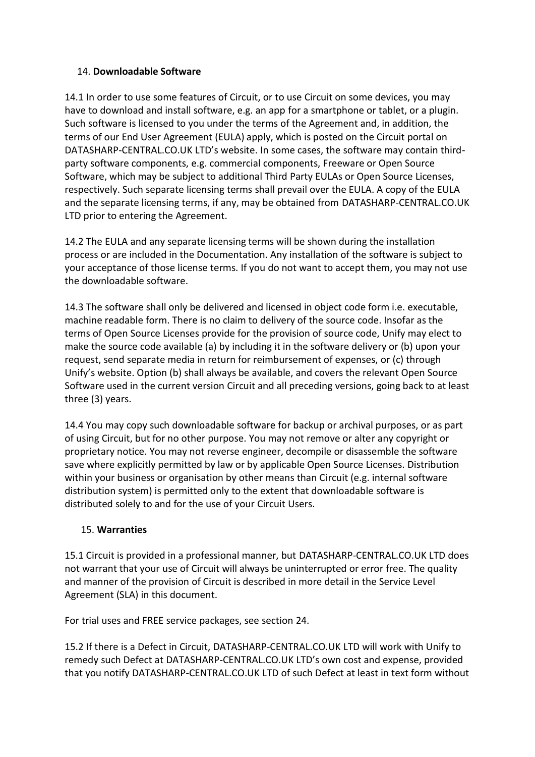## 14. **Downloadable Software**

14.1 In order to use some features of Circuit, or to use Circuit on some devices, you may have to download and install software, e.g. an app for a smartphone or tablet, or a plugin. Such software is licensed to you under the terms of the Agreement and, in addition, the terms of our End User Agreement (EULA) apply, which is posted on the Circuit portal on DATASHARP-CENTRAL.CO.UK LTD's website. In some cases, the software may contain third-party software components, e.g. commercial components, Freeware or Open Source Software, which may be subject to additional Third Party EULAs or Open Source Licenses, respectively. Such separate licensing terms shall prevail over the EULA. A copy of the EULA and the separate licensing terms, if any, may be obtained from DATASHARP-CENTRAL.CO.UK LTD prior to entering the Agreement.

14.2 The EULA and any separate licensing terms will be shown during the installation process or are included in the Documentation. Any installation of the software is subject to your acceptance of those license terms. If you do not want to accept them, you may not use the downloadable software.

14.3 The software shall only be delivered and licensed in object code form i.e. executable, machine readable form. There is no claim to delivery of the source code. Insofar as the terms of Open Source Licenses provide for the provision of source code, Unify may elect to make the source code available (a) by including it in the software delivery or (b) upon your request, send separate media in return for reimbursement of expenses, or (c) through Unify's website. Option (b) shall always be available, and covers the relevant Open Source Software used in the current version Circuit and all preceding versions, going back to at least three (3) years.

14.4 You may copy such downloadable software for backup or archival purposes, or as part of using Circuit, but for no other purpose. You may not remove or alter any copyright or proprietary notice. You may not reverse engineer, decompile or disassemble the software save where explicitly permitted by law or by applicable Open Source Licenses. Distribution within your business or organisation by other means than Circuit (e.g. internal software distribution system) is permitted only to the extent that downloadable software is distributed solely to and for the use of your Circuit Users.

## 15. **Warranties**

15.1 Circuit is provided in a professional manner, but DATASHARP-CENTRAL.CO.UK LTD does not warrant that your use of Circuit will always be uninterrupted or error free. The quality and manner of the provision of Circuit is described in more detail in the Service Level Agreement (SLA) in this document.

For trial uses and FREE service packages, see section 24.

15.2 If there is a Defect in Circuit, DATASHARP-CENTRAL.CO.UK LTD will work with Unify to remedy such Defect at DATASHARP-CENTRAL.CO.UK LTD's own cost and expense, provided that you notify DATASHARP-CENTRAL.CO.UK LTD of such Defect at least in text form without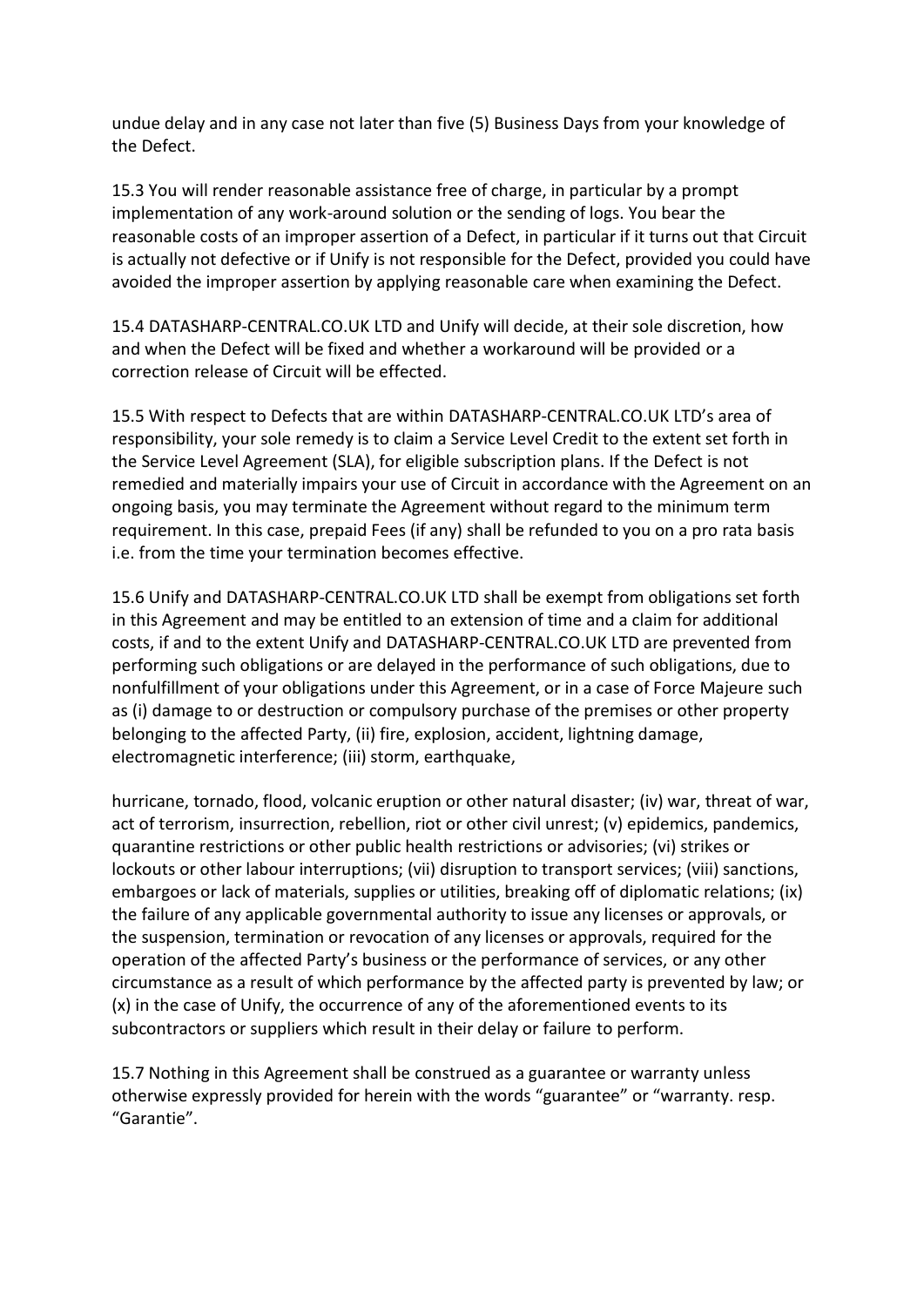undue delay and in any case not later than five (5) Business Days from your knowledge of the Defect.

15.3 You will render reasonable assistance free of charge, in particular by a prompt implementation of any work-around solution or the sending of logs. You bear the reasonable costs of an improper assertion of a Defect, in particular if it turns out that Circuit is actually not defective or if Unify is not responsible for the Defect, provided you could have avoided the improper assertion by applying reasonable care when examining the Defect.

15.4 DATASHARP-CENTRAL.CO.UK LTD and Unify will decide, at their sole discretion, how and when the Defect will be fixed and whether a workaround will be provided or a correction release of Circuit will be effected.

15.5 With respect to Defects that are within DATASHARP-CENTRAL.CO.UK LTD's area of responsibility, your sole remedy is to claim a Service Level Credit to the extent set forth in the Service Level Agreement (SLA), for eligible subscription plans. If the Defect is not remedied and materially impairs your use of Circuit in accordance with the Agreement on an ongoing basis, you may terminate the Agreement without regard to the minimum term requirement. In this case, prepaid Fees (if any) shall be refunded to you on a pro rata basis i.e. from the time your termination becomes effective.

15.6 Unify and DATASHARP-CENTRAL.CO.UK LTD shall be exempt from obligations set forth in this Agreement and may be entitled to an extension of time and a claim for additional costs, if and to the extent Unify and DATASHARP-CENTRAL.CO.UK LTD are prevented from performing such obligations or are delayed in the performance of such obligations, due to nonfulfillment of your obligations under this Agreement, or in a case of Force Majeure such as (i) damage to or destruction or compulsory purchase of the premises or other property belonging to the affected Party, (ii) fire, explosion, accident, lightning damage, electromagnetic interference; (iii) storm, earthquake, hurricane, tornado, flood, volcanic eruption or other natural disaster; (iv) war, threat of war, act of terrorism, insurrection, rebellion, riot or other civil unrest; (v) epidemics, pandemics, quarantine restrictions or other public health restrictions or advisories; (vi) strikes or lockouts or other labour interruptions; (vii) disruption to transport services; (viii) sanctions, embargoes or lack of materials, supplies or utilities, breaking off of diplomatic relations; (ix) the failure of any applicable governmental authority to issue any licenses or approvals, or the suspension, termination or revocation of any licenses or approvals, required for the operation of the affected Party's business or the performance of services, or any other circumstance as a result of which performance by the affected party is prevented by law; or (x) in the case of Unify, the occurrence of any of the aforementioned events to its subcontractors or suppliers which result in their delay or failure to perform.

15.7 Nothing in this Agreement shall be construed as a guarantee or warranty unless otherwise expressly provided for herein with the words "guarantee" or "warranty. resp. "Garantie".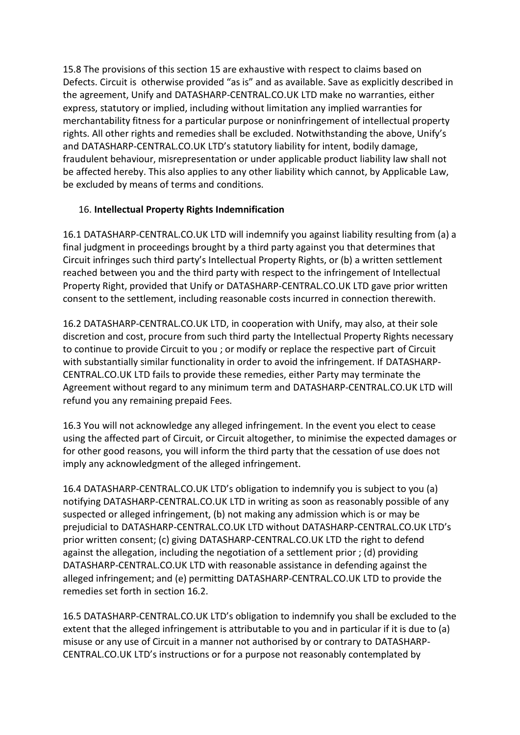15.8 The provisions of this section 15 are exhaustive with respect to claims based on Defects. Circuit is  otherwise provided "as is" and as available. Save as explicitly described in the agreement, Unify and DATASHARP-CENTRAL.CO.UK LTD make no warranties, either express, statutory or implied, including without limitation any implied warranties for merchantability fitness for a particular purpose or noninfringement of intellectual property rights. All other rights and remedies shall be excluded. Notwithstanding the above, Unify's and DATASHARP-CENTRAL.CO.UK LTD's statutory liability for intent, bodily damage, fraudulent behaviour, misrepresentation or under applicable product liability law shall not be affected hereby. This also applies to any other liability which cannot, by Applicable Law, be excluded by means of terms and conditions.

## 16. **Intellectual Property Rights Indemnification**

16.1 DATASHARP-CENTRAL.CO.UK LTD will indemnify you against liability resulting from (a) a final judgment in proceedings brought by a third party against you that determines that Circuit infringes such third party's Intellectual Property Rights, or (b) a written settlement reached between you and the third party with respect to the infringement of Intellectual Property Right, provided that Unify or DATASHARP-CENTRAL.CO.UK LTD gave prior written consent to the settlement, including reasonable costs incurred in connection therewith.

16.2 DATASHARP-CENTRAL.CO.UK LTD, in cooperation with Unify, may also, at their sole discretion and cost, procure from such third party the Intellectual Property Rights necessary to continue to provide Circuit to you ; or modify or replace the respective part of Circuit with substantially similar functionality in order to avoid the infringement. If DATASHARP-CENTRAL.CO.UK LTD fails to provide these remedies, either Party may terminate the Agreement without regard to any minimum term and DATASHARP-CENTRAL.CO.UK LTD will refund you any remaining prepaid Fees.

16.3 You will not acknowledge any alleged infringement. In the event you elect to cease using the affected part of Circuit, or Circuit altogether, to minimise the expected damages or for other good reasons, you will inform the third party that the cessation of use does not imply any acknowledgment of the alleged infringement.

16.4 DATASHARP-CENTRAL.CO.UK LTD's obligation to indemnify you is subject to you (a) notifying DATASHARP-CENTRAL.CO.UK LTD in writing as soon as reasonably possible of any suspected or alleged infringement, (b) not making any admission which is or may be prejudicial to DATASHARP-CENTRAL.CO.UK LTD without DATASHARP-CENTRAL.CO.UK LTD's prior written consent; (c) giving DATASHARP-CENTRAL.CO.UK LTD the right to defend against the allegation, including the negotiation of a settlement prior ; (d) providing DATASHARP-CENTRAL.CO.UK LTD with reasonable assistance in defending against the alleged infringement; and (e) permitting DATASHARP-CENTRAL.CO.UK LTD to provide the remedies set forth in section 16.2.

16.5 DATASHARP-CENTRAL.CO.UK LTD's obligation to indemnify you shall be excluded to the extent that the alleged infringement is attributable to you and in particular if it is due to (a) misuse or any use of Circuit in a manner not authorised by or contrary to DATASHARP-CENTRAL.CO.UK LTD's instructions or for a purpose not reasonably contemplated by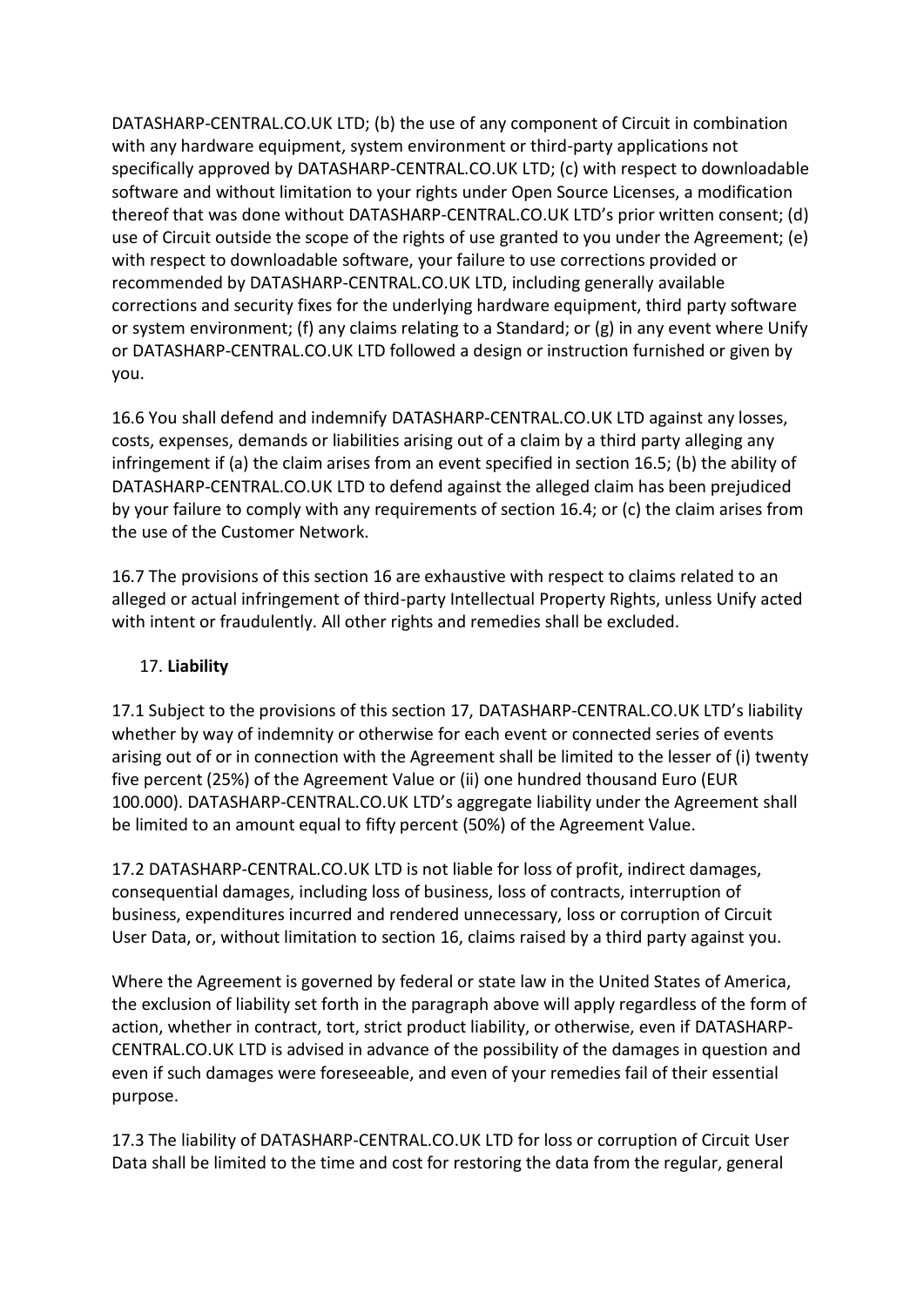DATASHARP-CENTRAL.CO.UK LTD; (b) the use of any component of Circuit in combination with any hardware equipment, system environment or third-party applications not specifically approved by DATASHARP-CENTRAL.CO.UK LTD; (c) with respect to downloadable software and without limitation to your rights under Open Source Licenses, a modification thereof that was done without DATASHARP-CENTRAL.CO.UK LTD's prior written consent; (d) use of Circuit outside the scope of the rights of use granted to you under the Agreement; (e) with respect to downloadable software, your failure to use corrections provided or recommended by DATASHARP-CENTRAL.CO.UK LTD, including generally available corrections and security fixes for the underlying hardware equipment, third party software or system environment; (f) any claims relating to a Standard; or (g) in any event where Unify or DATASHARP-CENTRAL.CO.UK LTD followed a design or instruction furnished or given by you.

16.6 You shall defend and indemnify DATASHARP-CENTRAL.CO.UK LTD against any losses, costs, expenses, demands or liabilities arising out of a claim by a third party alleging any infringement if (a) the claim arises from an event specified in section 16.5; (b) the ability of DATASHARP-CENTRAL.CO.UK LTD to defend against the alleged claim has been prejudiced by your failure to comply with any requirements of section 16.4; or (c) the claim arises from the use of the Customer Network.

16.7 The provisions of this section 16 are exhaustive with respect to claims related to an alleged or actual infringement of third-party Intellectual Property Rights, unless Unify acted with intent or fraudulently. All other rights and remedies shall be excluded.

17. **Liability**

17.1 Subject to the provisions of this section 17, DATASHARP-CENTRAL.CO.UK LTD's liability whether by way of indemnity or otherwise for each event or connected series of events arising out of or in connection with the Agreement shall be limited to the lesser of (i) twenty five percent (25%) of the Agreement Value or (ii) one hundred thousand Euro (EUR 100.000). DATASHARP-CENTRAL.CO.UK LTD's aggregate liability under the Agreement shall be limited to an amount equal to fifty percent (50%) of the Agreement Value.

17.2 DATASHARP-CENTRAL.CO.UK LTD is not liable for loss of profit, indirect damages, consequential damages, including loss of business, loss of contracts, interruption of business, expenditures incurred and rendered unnecessary, loss or corruption of Circuit User Data, or, without limitation to section 16, claims raised by a third party against you.

Where the Agreement is governed by federal or state law in the United States of America, the exclusion of liability set forth in the paragraph above will apply regardless of the form of action, whether in contract, tort, strict product liability, or otherwise, even if DATASHARP-CENTRAL.CO.UK LTD is advised in advance of the possibility of the damages in question and even if such damages were foreseeable, and even of your remedies fail of their essential purpose.

17.3 The liability of DATASHARP-CENTRAL.CO.UK LTD for loss or corruption of Circuit User Data shall be limited to the time and cost for restoring the data from the regular, general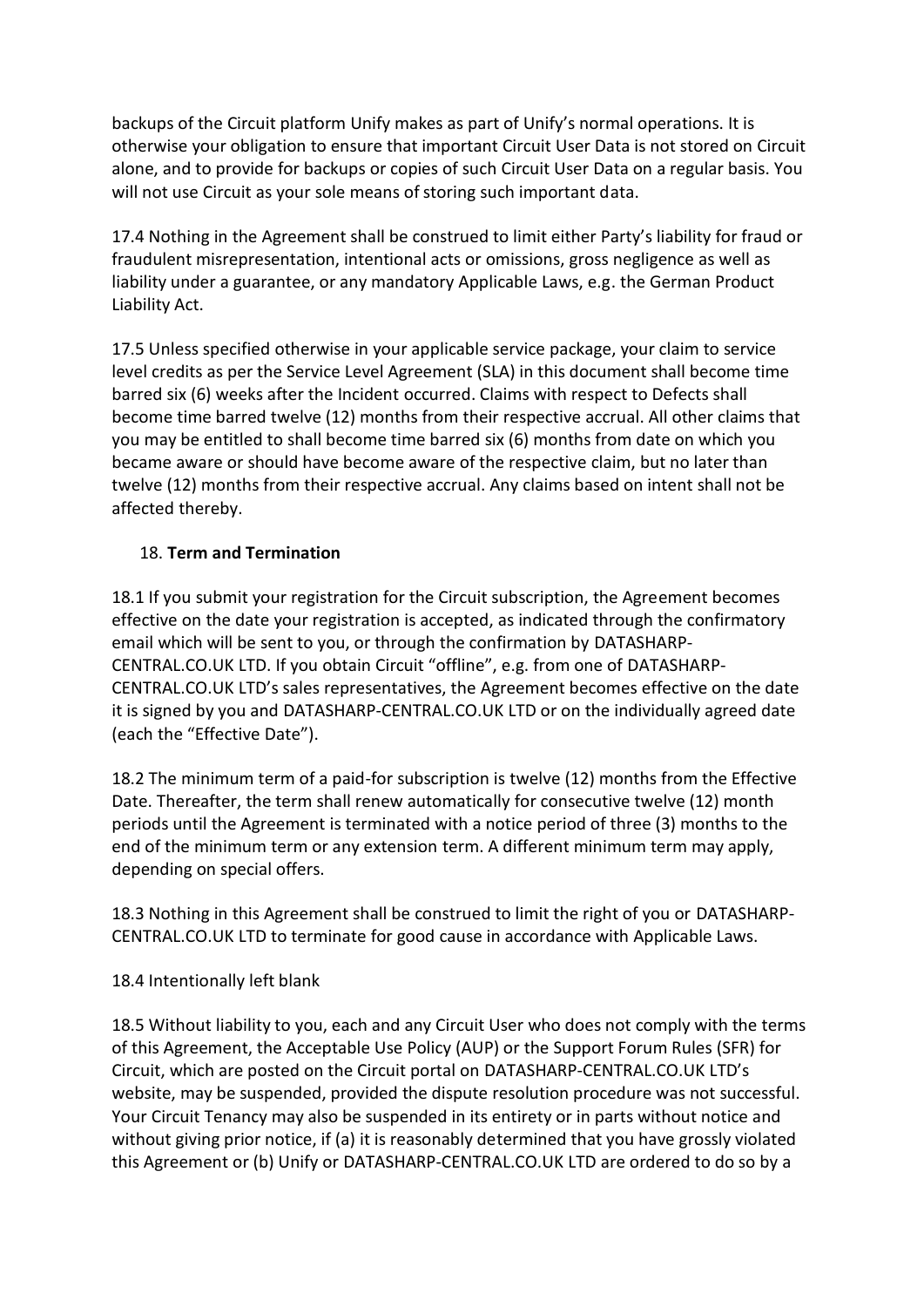backups of the Circuit platform Unify makes as part of Unify's normal operations. It is otherwise your obligation to ensure that important Circuit User Data is not stored on Circuit alone, and to provide for backups or copies of such Circuit User Data on a regular basis. You will not use Circuit as your sole means of storing such important data.

17.4 Nothing in the Agreement shall be construed to limit either Party's liability for fraud or fraudulent misrepresentation, intentional acts or omissions, gross negligence as well as liability under a guarantee, or any mandatory Applicable Laws, e.g. the German Product Liability Act.

17.5 Unless specified otherwise in your applicable service package, your claim to service level credits as per the Service Level Agreement (SLA) in this document shall become time barred six (6) weeks after the Incident occurred. Claims with respect to Defects shall become time barred twelve (12) months from their respective accrual. All other claims that you may be entitled to shall become time barred six (6) months from date on which you became aware or should have become aware of the respective claim, but no later than twelve (12) months from their respective accrual. Any claims based on intent shall not be affected thereby.

## 18. **Term and Termination**

18.1 If you submit your registration for the Circuit subscription, the Agreement becomes effective on the date your registration is accepted, as indicated through the confirmatory email which will be sent to you, or through the confirmation by DATASHARP-CENTRAL.CO.UK LTD. If you obtain Circuit "offline", e.g. from one of DATASHARP-CENTRAL.CO.UK LTD's sales representatives, the Agreement becomes effective on the date it is signed by you and DATASHARP-CENTRAL.CO.UK LTD or on the individually agreed date (each the "Effective Date").

18.2 The minimum term of a paid-for subscription is twelve (12) months from the Effective Date. Thereafter, the term shall renew automatically for consecutive twelve (12) month periods until the Agreement is terminated with a notice period of three (3) months to the end of the minimum term or any extension term. A different minimum term may apply, depending on special offers.

18.3 Nothing in this Agreement shall be construed to limit the right of you or DATASHARP-CENTRAL.CO.UK LTD to terminate for good cause in accordance with Applicable Laws.

18.4 Intentionally left blank

18.5 Without liability to you, each and any Circuit User who does not comply with the terms of this Agreement, the Acceptable Use Policy (AUP) or the Support Forum Rules (SFR) for Circuit, which are posted on the Circuit portal on DATASHARP-CENTRAL.CO.UK LTD's website, may be suspended, provided the dispute resolution procedure was not successful. Your Circuit Tenancy may also be suspended in its entirety or in parts without notice and without giving prior notice, if (a) it is reasonably determined that you have grossly violated this Agreement or (b) Unify or DATASHARP-CENTRAL.CO.UK LTD are ordered to do so by a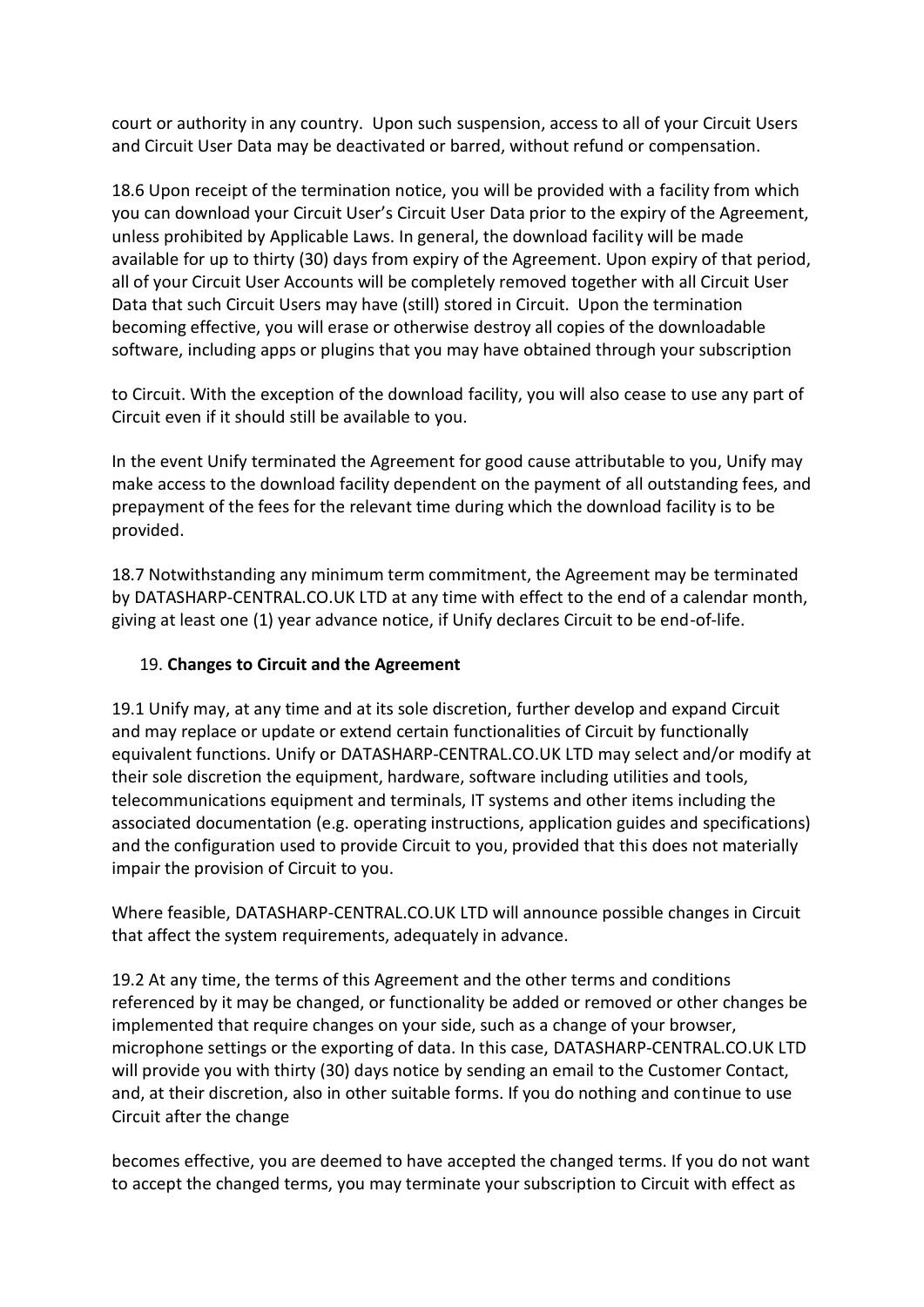court or authority in any country. Upon such suspension, access to all of your Circuit Users and Circuit User Data may be deactivated or barred, without refund or compensation.

18.6 Upon receipt of the termination notice, you will be provided with a facility from which you can download your Circuit User's Circuit User Data prior to the expiry of the Agreement, unless prohibited by Applicable Laws. In general, the download facility will be made available for up to thirty (30) days from expiry of the Agreement. Upon expiry of that period, all of your Circuit User Accounts will be completely removed together with all Circuit User Data that such Circuit Users may have (still) stored in Circuit. Upon the termination becoming effective, you will erase or otherwise destroy all copies of the downloadable software, including apps or plugins that you may have obtained through your subscription to Circuit. With the exception of the download facility, you will also cease to use any part of Circuit even if it should still be available to you.

In the event Unify terminated the Agreement for good cause attributable to you, Unify may make access to the download facility dependent on the payment of all outstanding fees, and prepayment of the fees for the relevant time during which the download facility is to be provided.

18.7 Notwithstanding any minimum term commitment, the Agreement may be terminated by DATASHARP-CENTRAL.CO.UK LTD at any time with effect to the end of a calendar month, giving at least one (1) year advance notice, if Unify declares Circuit to be end-of-life.

19. **Changes to Circuit and the Agreement**

19.1 Unify may, at any time and at its sole discretion, further develop and expand Circuit and may replace or update or extend certain functionalities of Circuit by functionally equivalent functions. Unify or DATASHARP-CENTRAL.CO.UK LTD may select and/or modify at their sole discretion the equipment, hardware, software including utilities and tools, telecommunications equipment and terminals, IT systems and other items including the associated documentation (e.g. operating instructions, application guides and specifications) and the configuration used to provide Circuit to you, provided that this does not materially impair the provision of Circuit to you.

Where feasible, DATASHARP-CENTRAL.CO.UK LTD will announce possible changes in Circuit that affect the system requirements, adequately in advance.

19.2 At any time, the terms of this Agreement and the other terms and conditions referenced by it may be changed, or functionality be added or removed or other changes be implemented that require changes on your side, such as a change of your browser, microphone settings or the exporting of data. In this case, DATASHARP-CENTRAL.CO.UK LTD will provide you with thirty (30) days notice by sending an email to the Customer Contact, and, at their discretion, also in other suitable forms. If you do nothing and continue to use Circuit after the change becomes effective, you are deemed to have accepted the changed terms. If you do not want to accept the changed terms, you may terminate your subscription to Circuit with effect as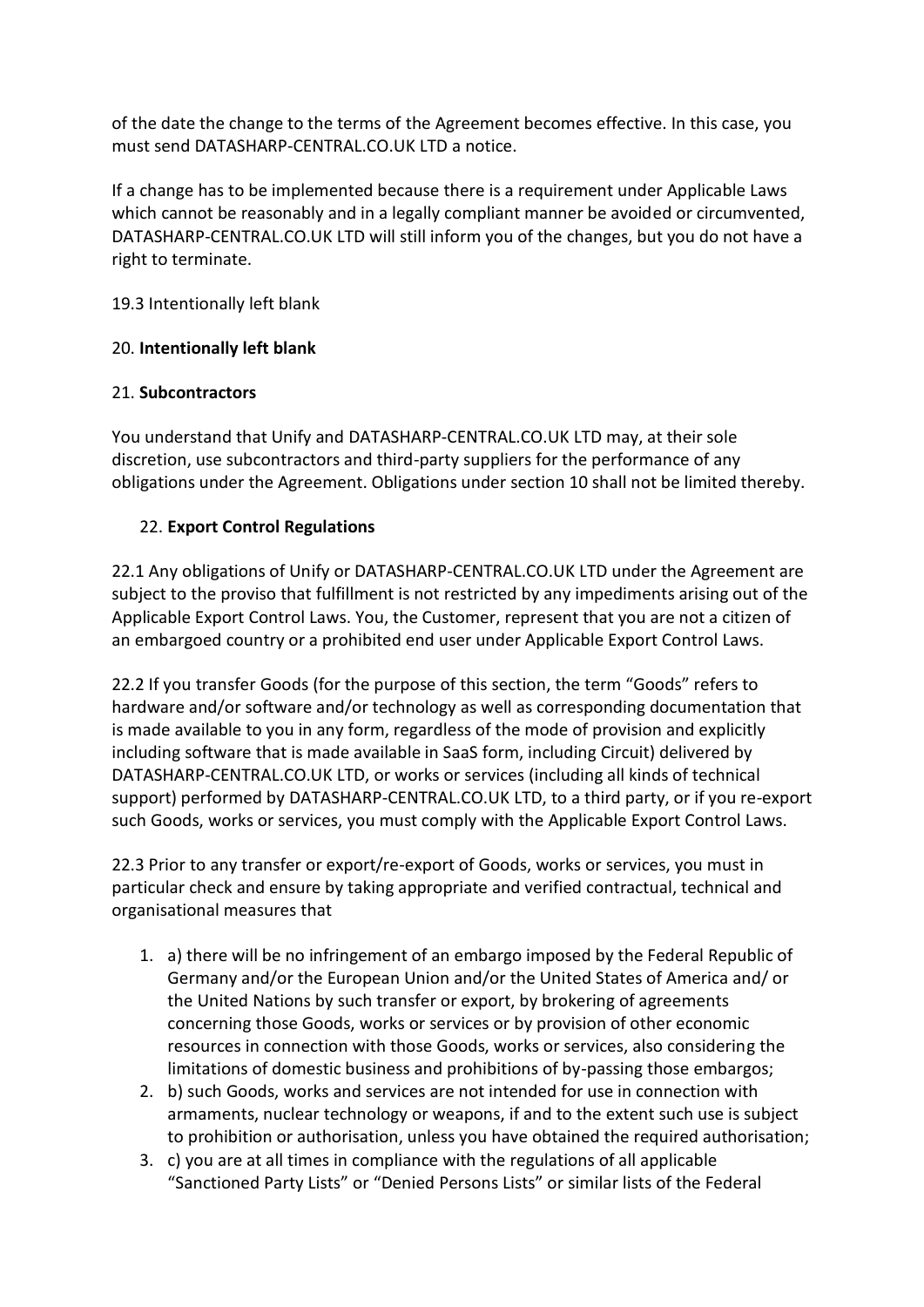of the date the change to the terms of the Agreement becomes effective. In this case, you must send DATASHARP-CENTRAL.CO.UK LTD a notice.

If a change has to be implemented because there is a requirement under Applicable Laws which cannot be reasonably and in a legally compliant manner be avoided or circumvented, DATASHARP-CENTRAL.CO.UK LTD will still inform you of the changes, but you do not have a right to terminate.

19.3 Intentionally left blank

20. **Intentionally left blank**

21. **Subcontractors**

You understand that Unify and DATASHARP-CENTRAL.CO.UK LTD may, at their sole discretion, use subcontractors and third-party suppliers for the performance of any obligations under the Agreement. Obligations under section 10 shall not be limited thereby.

22. **Export Control Regulations**

22.1 Any obligations of Unify or DATASHARP-CENTRAL.CO.UK LTD under the Agreement are subject to the proviso that fulfillment is not restricted by any impediments arising out of the Applicable Export Control Laws. You, the Customer, represent that you are not a citizen of an embargoed country or a prohibited end user under Applicable Export Control Laws.

22.2 If you transfer Goods (for the purpose of this section, the term "Goods" refers to hardware and/or software and/or technology as well as corresponding documentation that is made available to you in any form, regardless of the mode of provision and explicitly including software that is made available in SaaS form, including Circuit) delivered by DATASHARP-CENTRAL.CO.UK LTD, or works or services (including all kinds of technical support) performed by DATASHARP-CENTRAL.CO.UK LTD, to a third party, or if you re-export such Goods, works or services, you must comply with the Applicable Export Control Laws.

22.3 Prior to any transfer or export/re-export of Goods, works or services, you must in particular check and ensure by taking appropriate and verified contractual, technical and organisational measures that

1. a) there will be no infringement of an embargo imposed by the Federal Republic of Germany and/or the European Union and/or the United States of America and/ or the United Nations by such transfer or export, by brokering of agreements concerning those Goods, works or services or by provision of other economic resources in connection with those Goods, works or services, also considering the limitations of domestic business and prohibitions of by-passing those embargos;
2. b) such Goods, works and services are not intended for use in connection with armaments, nuclear technology or weapons, if and to the extent such use is subject to prohibition or authorisation, unless you have obtained the required authorisation;
3. c) you are at all times in compliance with the regulations of all applicable "Sanctioned Party Lists" or "Denied Persons Lists" or similar lists of the Federal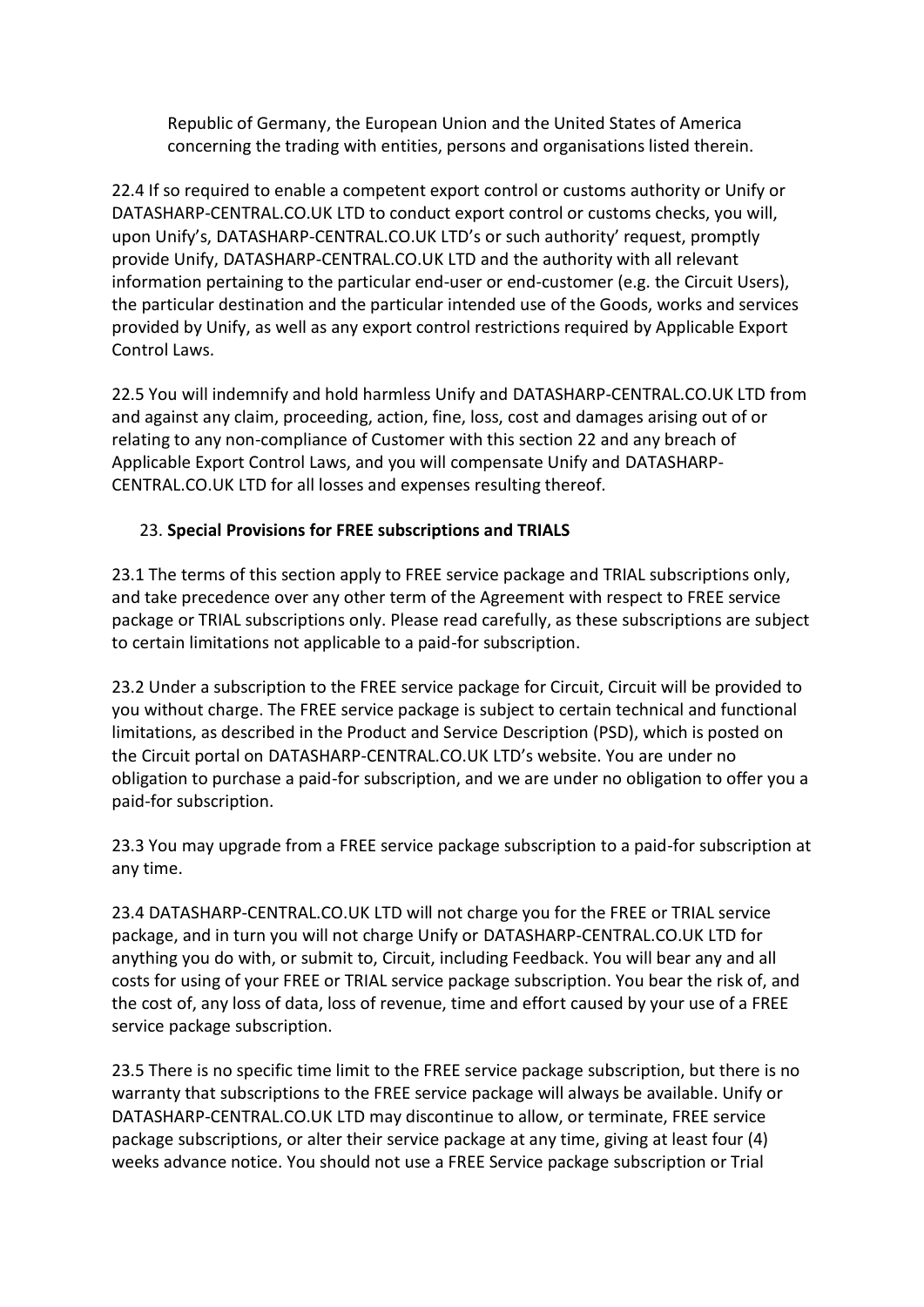Republic of Germany, the European Union and the United States of America concerning the trading with entities, persons and organisations listed therein.

22.4 If so required to enable a competent export control or customs authority or Unify or DATASHARP-CENTRAL.CO.UK LTD to conduct export control or customs checks, you will, upon Unify's, DATASHARP-CENTRAL.CO.UK LTD's or such authority' request, promptly provide Unify, DATASHARP-CENTRAL.CO.UK LTD and the authority with all relevant information pertaining to the particular end-user or end-customer (e.g. the Circuit Users), the particular destination and the particular intended use of the Goods, works and services provided by Unify, as well as any export control restrictions required by Applicable Export Control Laws.

22.5 You will indemnify and hold harmless Unify and DATASHARP-CENTRAL.CO.UK LTD from and against any claim, proceeding, action, fine, loss, cost and damages arising out of or relating to any non-compliance of Customer with this section 22 and any breach of Applicable Export Control Laws, and you will compensate Unify and DATASHARP-CENTRAL.CO.UK LTD for all losses and expenses resulting thereof.

23. **Special Provisions for FREE subscriptions and TRIALS**

23.1 The terms of this section apply to FREE service package and TRIAL subscriptions only, and take precedence over any other term of the Agreement with respect to FREE service package or TRIAL subscriptions only. Please read carefully, as these subscriptions are subject to certain limitations not applicable to a paid-for subscription.

23.2 Under a subscription to the FREE service package for Circuit, Circuit will be provided to you without charge. The FREE service package is subject to certain technical and functional limitations, as described in the Product and Service Description (PSD), which is posted on the Circuit portal on DATASHARP-CENTRAL.CO.UK LTD's website. You are under no obligation to purchase a paid-for subscription, and we are under no obligation to offer you a paid-for subscription.

23.3 You may upgrade from a FREE service package subscription to a paid-for subscription at any time.

23.4 DATASHARP-CENTRAL.CO.UK LTD will not charge you for the FREE or TRIAL service package, and in turn you will not charge Unify or DATASHARP-CENTRAL.CO.UK LTD for anything you do with, or submit to, Circuit, including Feedback. You will bear any and all costs for using of your FREE or TRIAL service package subscription. You bear the risk of, and the cost of, any loss of data, loss of revenue, time and effort caused by your use of a FREE service package subscription.

23.5 There is no specific time limit to the FREE service package subscription, but there is no warranty that subscriptions to the FREE service package will always be available. Unify or DATASHARP-CENTRAL.CO.UK LTD may discontinue to allow, or terminate, FREE service package subscriptions, or alter their service package at any time, giving at least four (4) weeks advance notice. You should not use a FREE Service package subscription or Trial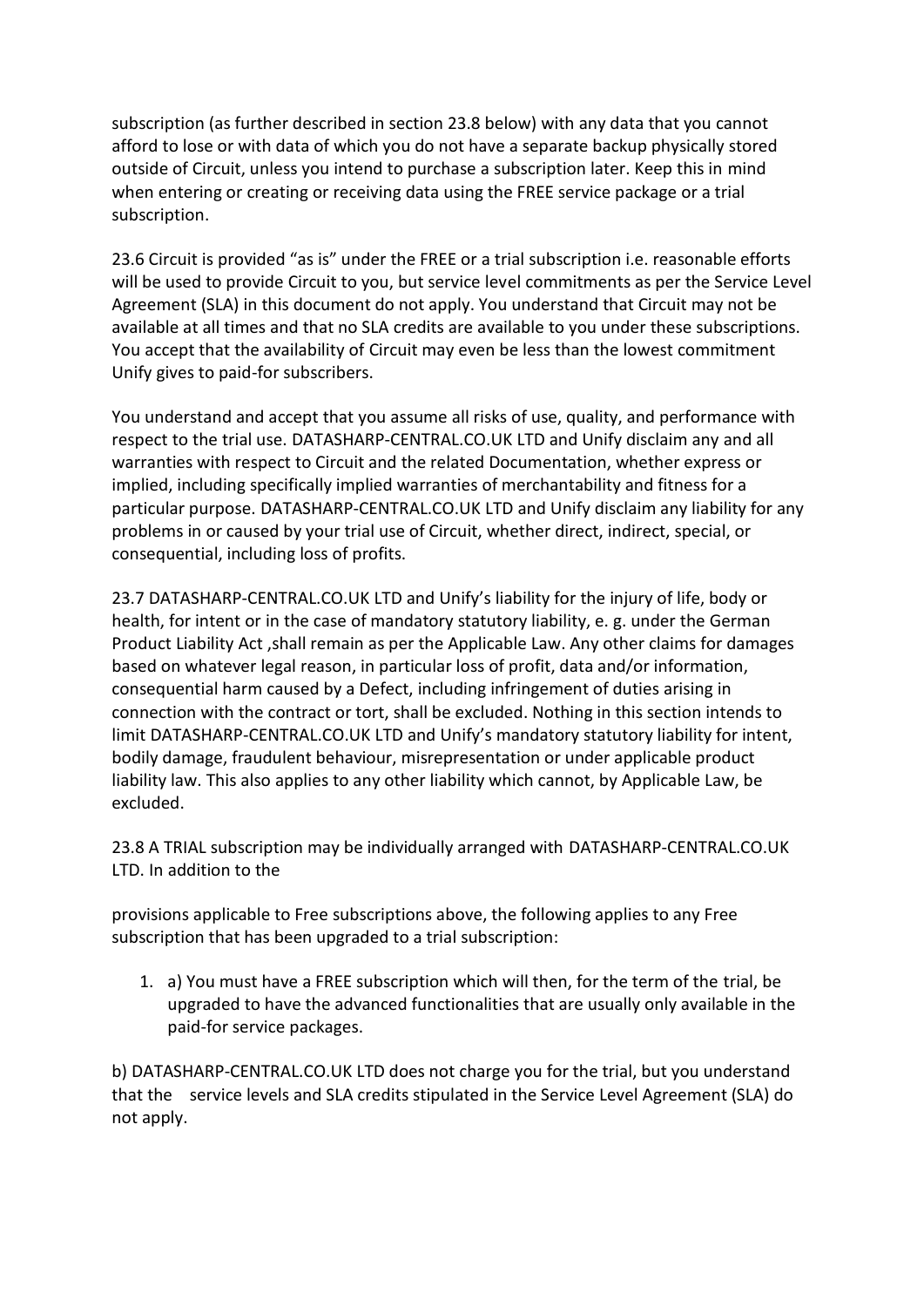subscription (as further described in section 23.8 below) with any data that you cannot afford to lose or with data of which you do not have a separate backup physically stored outside of Circuit, unless you intend to purchase a subscription later. Keep this in mind when entering or creating or receiving data using the FREE service package or a trial subscription.

23.6 Circuit is provided "as is" under the FREE or a trial subscription i.e. reasonable efforts will be used to provide Circuit to you, but service level commitments as per the Service Level Agreement (SLA) in this document do not apply. You understand that Circuit may not be available at all times and that no SLA credits are available to you under these subscriptions. You accept that the availability of Circuit may even be less than the lowest commitment Unify gives to paid-for subscribers.

You understand and accept that you assume all risks of use, quality, and performance with respect to the trial use. DATASHARP-CENTRAL.CO.UK LTD and Unify disclaim any and all warranties with respect to Circuit and the related Documentation, whether express or implied, including specifically implied warranties of merchantability and fitness for a particular purpose. DATASHARP-CENTRAL.CO.UK LTD and Unify disclaim any liability for any problems in or caused by your trial use of Circuit, whether direct, indirect, special, or consequential, including loss of profits.

23.7 DATASHARP-CENTRAL.CO.UK LTD and Unify's liability for the injury of life, body or health, for intent or in the case of mandatory statutory liability, e. g. under the German Product Liability Act ,shall remain as per the Applicable Law. Any other claims for damages based on whatever legal reason, in particular loss of profit, data and/or information, consequential harm caused by a Defect, including infringement of duties arising in connection with the contract or tort, shall be excluded. Nothing in this section intends to limit DATASHARP-CENTRAL.CO.UK LTD and Unify's mandatory statutory liability for intent, bodily damage, fraudulent behaviour, misrepresentation or under applicable product liability law. This also applies to any other liability which cannot, by Applicable Law, be excluded.

23.8 A TRIAL subscription may be individually arranged with DATASHARP-CENTRAL.CO.UK LTD. In addition to the

provisions applicable to Free subscriptions above, the following applies to any Free subscription that has been upgraded to a trial subscription:

1. a) You must have a FREE subscription which will then, for the term of the trial, be upgraded to have the advanced functionalities that are usually only available in the paid-for service packages.

b) DATASHARP-CENTRAL.CO.UK LTD does not charge you for the trial, but you understand that the service levels and SLA credits stipulated in the Service Level Agreement (SLA) do not apply.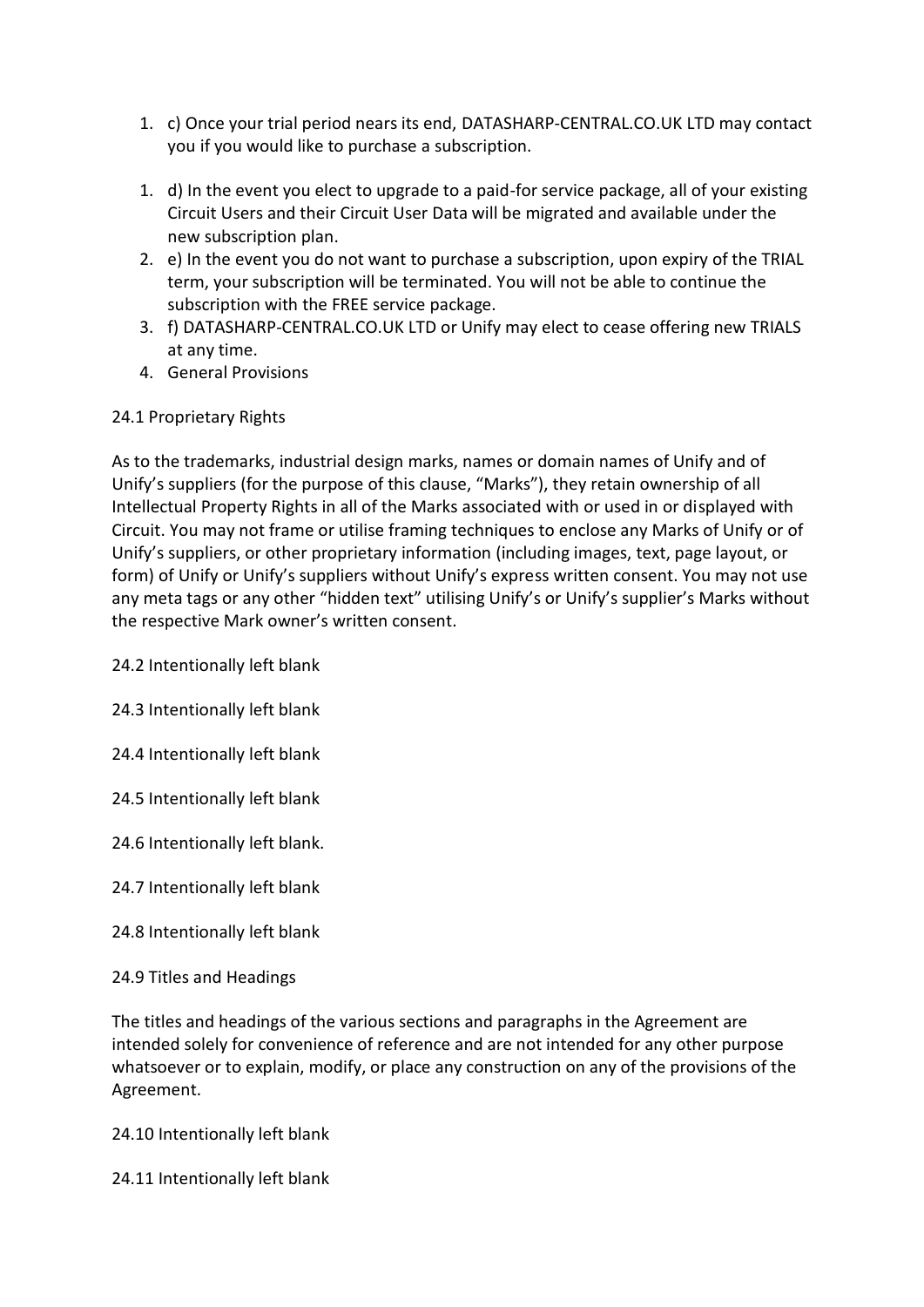1. c) Once your trial period nears its end, DATASHARP-CENTRAL.CO.UK LTD may contact you if you would like to purchase a subscription.

1. d) In the event you elect to upgrade to a paid-for service package, all of your existing Circuit Users and their Circuit User Data will be migrated and available under the new subscription plan.
2. e) In the event you do not want to purchase a subscription, upon expiry of the TRIAL term, your subscription will be terminated. You will not be able to continue the subscription with the FREE service package.
3. f) DATASHARP-CENTRAL.CO.UK LTD or Unify may elect to cease offering new TRIALS at any time.
4. General Provisions

24.1 Proprietary Rights

As to the trademarks, industrial design marks, names or domain names of Unify and of Unify's suppliers (for the purpose of this clause, "Marks"), they retain ownership of all Intellectual Property Rights in all of the Marks associated with or used in or displayed with Circuit. You may not frame or utilise framing techniques to enclose any Marks of Unify or of Unify's suppliers, or other proprietary information (including images, text, page layout, or form) of Unify or Unify's suppliers without Unify's express written consent. You may not use any meta tags or any other "hidden text" utilising Unify's or Unify's supplier's Marks without the respective Mark owner's written consent.

24.2 Intentionally left blank

24.3 Intentionally left blank

24.4 Intentionally left blank

24.5 Intentionally left blank

24.6 Intentionally left blank.

24.7 Intentionally left blank

24.8 Intentionally left blank

24.9 Titles and Headings

The titles and headings of the various sections and paragraphs in the Agreement are intended solely for convenience of reference and are not intended for any other purpose whatsoever or to explain, modify, or place any construction on any of the provisions of the Agreement.

24.10 Intentionally left blank

24.11 Intentionally left blank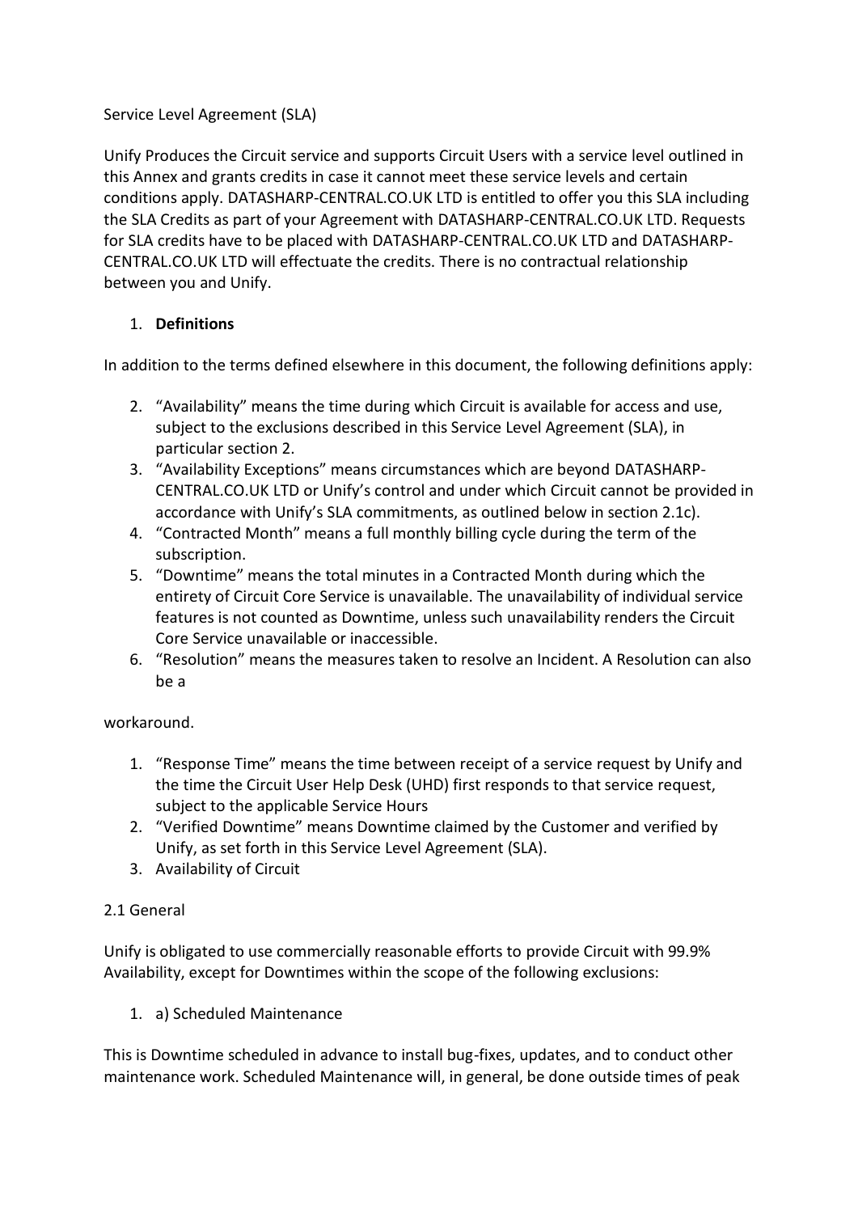Service Level Agreement (SLA)

Unify Produces the Circuit service and supports Circuit Users with a service level outlined in this Annex and grants credits in case it cannot meet these service levels and certain conditions apply. DATASHARP-CENTRAL.CO.UK LTD is entitled to offer you this SLA including the SLA Credits as part of your Agreement with DATASHARP-CENTRAL.CO.UK LTD. Requests for SLA credits have to be placed with DATASHARP-CENTRAL.CO.UK LTD and DATASHARP-CENTRAL.CO.UK LTD will effectuate the credits. There is no contractual relationship between you and Unify.

1. **Definitions**

In addition to the terms defined elsewhere in this document, the following definitions apply:

2. “Availability” means the time during which Circuit is available for access and use, subject to the exclusions described in this Service Level Agreement (SLA), in particular section 2.
3. “Availability Exceptions” means circumstances which are beyond DATASHARP-CENTRAL.CO.UK LTD or Unify’s control and under which Circuit cannot be provided in accordance with Unify’s SLA commitments, as outlined below in section 2.1c).
4. “Contracted Month” means a full monthly billing cycle during the term of the subscription.
5. “Downtime” means the total minutes in a Contracted Month during which the entirety of Circuit Core Service is unavailable. The unavailability of individual service features is not counted as Downtime, unless such unavailability renders the Circuit Core Service unavailable or inaccessible.
6. “Resolution” means the measures taken to resolve an Incident. A Resolution can also be a

workaround.

1. “Response Time” means the time between receipt of a service request by Unify and the time the Circuit User Help Desk (UHD) first responds to that service request, subject to the applicable Service Hours
2. “Verified Downtime” means Downtime claimed by the Customer and verified by Unify, as set forth in this Service Level Agreement (SLA).
3. Availability of Circuit

2.1 General

Unify is obligated to use commercially reasonable efforts to provide Circuit with 99.9% Availability, except for Downtimes within the scope of the following exclusions:

1. a) Scheduled Maintenance

This is Downtime scheduled in advance to install bug-fixes, updates, and to conduct other maintenance work. Scheduled Maintenance will, in general, be done outside times of peak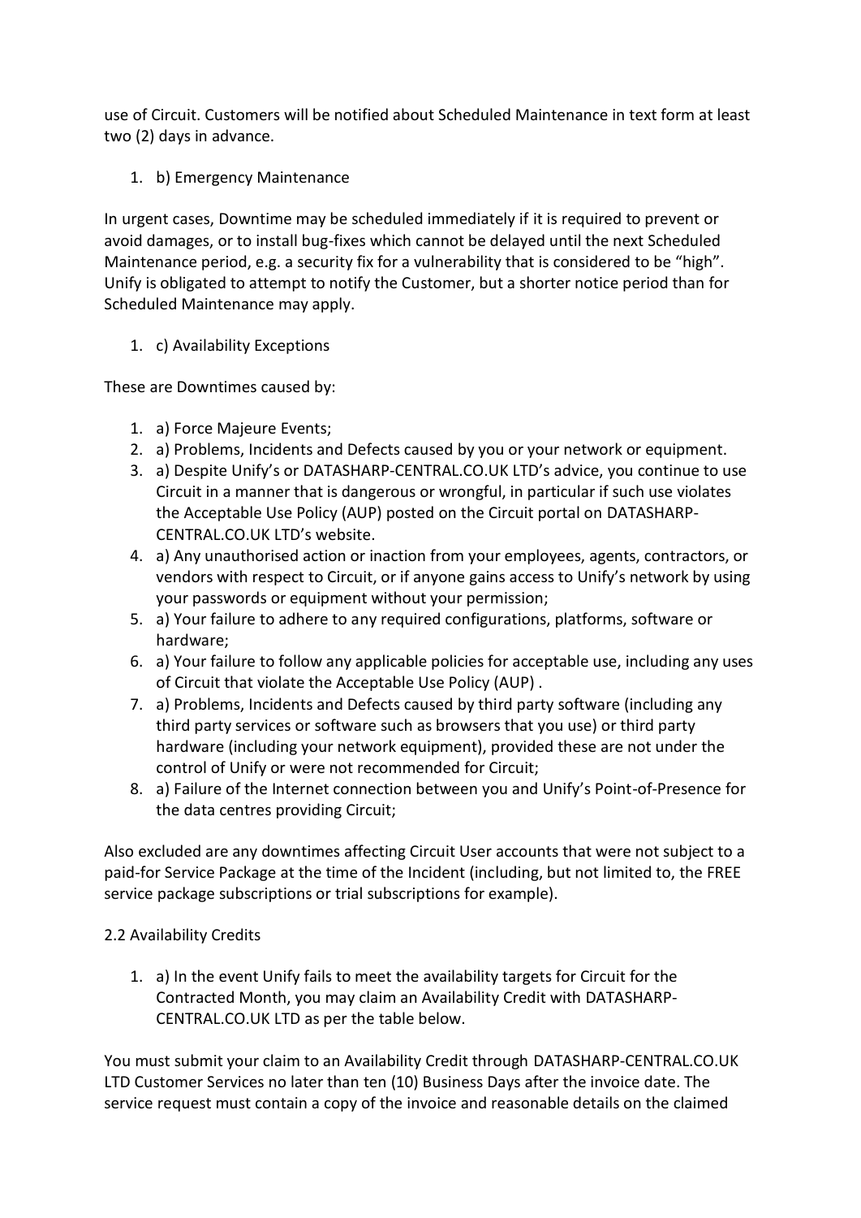use of Circuit. Customers will be notified about Scheduled Maintenance in text form at least two (2) days in advance.

1. b) Emergency Maintenance

In urgent cases, Downtime may be scheduled immediately if it is required to prevent or avoid damages, or to install bug-fixes which cannot be delayed until the next Scheduled Maintenance period, e.g. a security fix for a vulnerability that is considered to be “high”. Unify is obligated to attempt to notify the Customer, but a shorter notice period than for Scheduled Maintenance may apply.

1. c) Availability Exceptions

These are Downtimes caused by:

1. a) Force Majeure Events;
2. a) Problems, Incidents and Defects caused by you or your network or equipment.
3. a) Despite Unify’s or DATASHARP-CENTRAL.CO.UK LTD’s advice, you continue to use Circuit in a manner that is dangerous or wrongful, in particular if such use violates the Acceptable Use Policy (AUP) posted on the Circuit portal on DATASHARP-CENTRAL.CO.UK LTD’s website.
4. a) Any unauthorised action or inaction from your employees, agents, contractors, or vendors with respect to Circuit, or if anyone gains access to Unify’s network by using your passwords or equipment without your permission;
5. a) Your failure to adhere to any required configurations, platforms, software or hardware;
6. a) Your failure to follow any applicable policies for acceptable use, including any uses of Circuit that violate the Acceptable Use Policy (AUP) .
7. a) Problems, Incidents and Defects caused by third party software (including any third party services or software such as browsers that you use) or third party hardware (including your network equipment), provided these are not under the control of Unify or were not recommended for Circuit;
8. a) Failure of the Internet connection between you and Unify’s Point-of-Presence for the data centres providing Circuit;

Also excluded are any downtimes affecting Circuit User accounts that were not subject to a paid-for Service Package at the time of the Incident (including, but not limited to, the FREE service package subscriptions or trial subscriptions for example).

2.2 Availability Credits

1. a) In the event Unify fails to meet the availability targets for Circuit for the Contracted Month, you may claim an Availability Credit with DATASHARP-CENTRAL.CO.UK LTD as per the table below.

You must submit your claim to an Availability Credit through DATASHARP-CENTRAL.CO.UK LTD Customer Services no later than ten (10) Business Days after the invoice date. The service request must contain a copy of the invoice and reasonable details on the claimed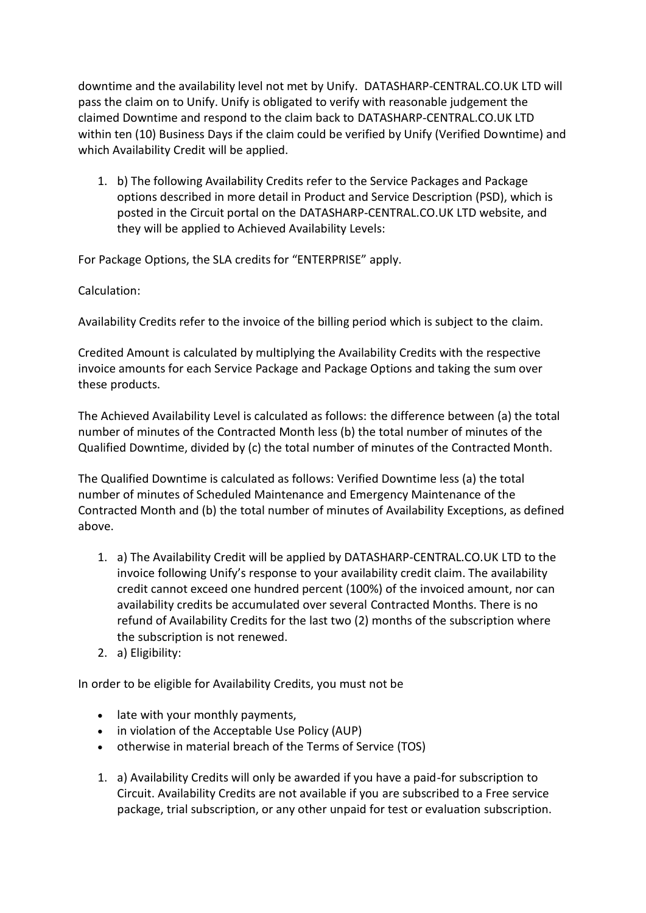downtime and the availability level not met by Unify. DATASHARP-CENTRAL.CO.UK LTD will pass the claim on to Unify. Unify is obligated to verify with reasonable judgement the claimed Downtime and respond to the claim back to DATASHARP-CENTRAL.CO.UK LTD within ten (10) Business Days if the claim could be verified by Unify (Verified Downtime) and which Availability Credit will be applied.

1. b) The following Availability Credits refer to the Service Packages and Package options described in more detail in Product and Service Description (PSD), which is posted in the Circuit portal on the DATASHARP-CENTRAL.CO.UK LTD website, and they will be applied to Achieved Availability Levels:

For Package Options, the SLA credits for "ENTERPRISE" apply.

Calculation:

Availability Credits refer to the invoice of the billing period which is subject to the claim.

Credited Amount is calculated by multiplying the Availability Credits with the respective invoice amounts for each Service Package and Package Options and taking the sum over these products.

The Achieved Availability Level is calculated as follows: the difference between (a) the total number of minutes of the Contracted Month less (b) the total number of minutes of the Qualified Downtime, divided by (c) the total number of minutes of the Contracted Month.

The Qualified Downtime is calculated as follows: Verified Downtime less (a) the total number of minutes of Scheduled Maintenance and Emergency Maintenance of the Contracted Month and (b) the total number of minutes of Availability Exceptions, as defined above.

1. a) The Availability Credit will be applied by DATASHARP-CENTRAL.CO.UK LTD to the invoice following Unify's response to your availability credit claim. The availability credit cannot exceed one hundred percent (100%) of the invoiced amount, nor can availability credits be accumulated over several Contracted Months. There is no refund of Availability Credits for the last two (2) months of the subscription where the subscription is not renewed.
2. a) Eligibility:

In order to be eligible for Availability Credits, you must not be

- late with your monthly payments,
- in violation of the Acceptable Use Policy (AUP)
- otherwise in material breach of the Terms of Service (TOS)

1. a) Availability Credits will only be awarded if you have a paid-for subscription to Circuit. Availability Credits are not available if you are subscribed to a Free service package, trial subscription, or any other unpaid for test or evaluation subscription.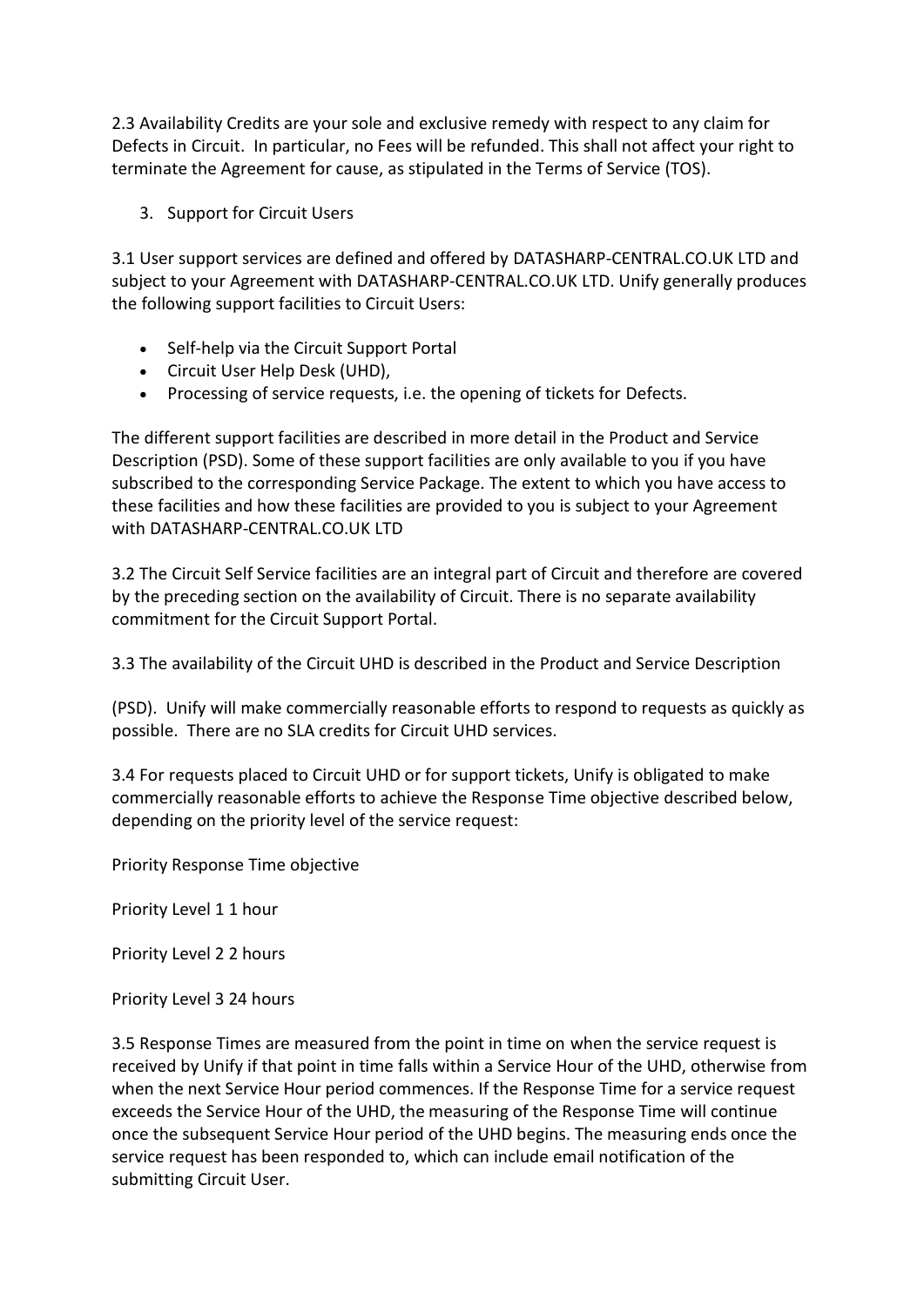2.3 Availability Credits are your sole and exclusive remedy with respect to any claim for Defects in Circuit. In particular, no Fees will be refunded. This shall not affect your right to terminate the Agreement for cause, as stipulated in the Terms of Service (TOS).

3. Support for Circuit Users

3.1 User support services are defined and offered by DATASHARP-CENTRAL.CO.UK LTD and subject to your Agreement with DATASHARP-CENTRAL.CO.UK LTD. Unify generally produces the following support facilities to Circuit Users:

- Self-help via the Circuit Support Portal
- Circuit User Help Desk (UHD),
- Processing of service requests, i.e. the opening of tickets for Defects.

The different support facilities are described in more detail in the Product and Service Description (PSD). Some of these support facilities are only available to you if you have subscribed to the corresponding Service Package. The extent to which you have access to these facilities and how these facilities are provided to you is subject to your Agreement with DATASHARP-CENTRAL.CO.UK LTD

3.2 The Circuit Self Service facilities are an integral part of Circuit and therefore are covered by the preceding section on the availability of Circuit. There is no separate availability commitment for the Circuit Support Portal.

3.3 The availability of the Circuit UHD is described in the Product and Service Description

(PSD). Unify will make commercially reasonable efforts to respond to requests as quickly as possible. There are no SLA credits for Circuit UHD services.

3.4 For requests placed to Circuit UHD or for support tickets, Unify is obligated to make commercially reasonable efforts to achieve the Response Time objective described below, depending on the priority level of the service request:

| Priority | Response Time objective |
| --- | --- |
| Priority Level 1 | 1 hour |
| Priority Level 2 | 2 hours |
| Priority Level 3 | 24 hours |

3.5 Response Times are measured from the point in time on when the service request is received by Unify if that point in time falls within a Service Hour of the UHD, otherwise from when the next Service Hour period commences. If the Response Time for a service request exceeds the Service Hour of the UHD, the measuring of the Response Time will continue once the subsequent Service Hour period of the UHD begins. The measuring ends once the service request has been responded to, which can include email notification of the submitting Circuit User.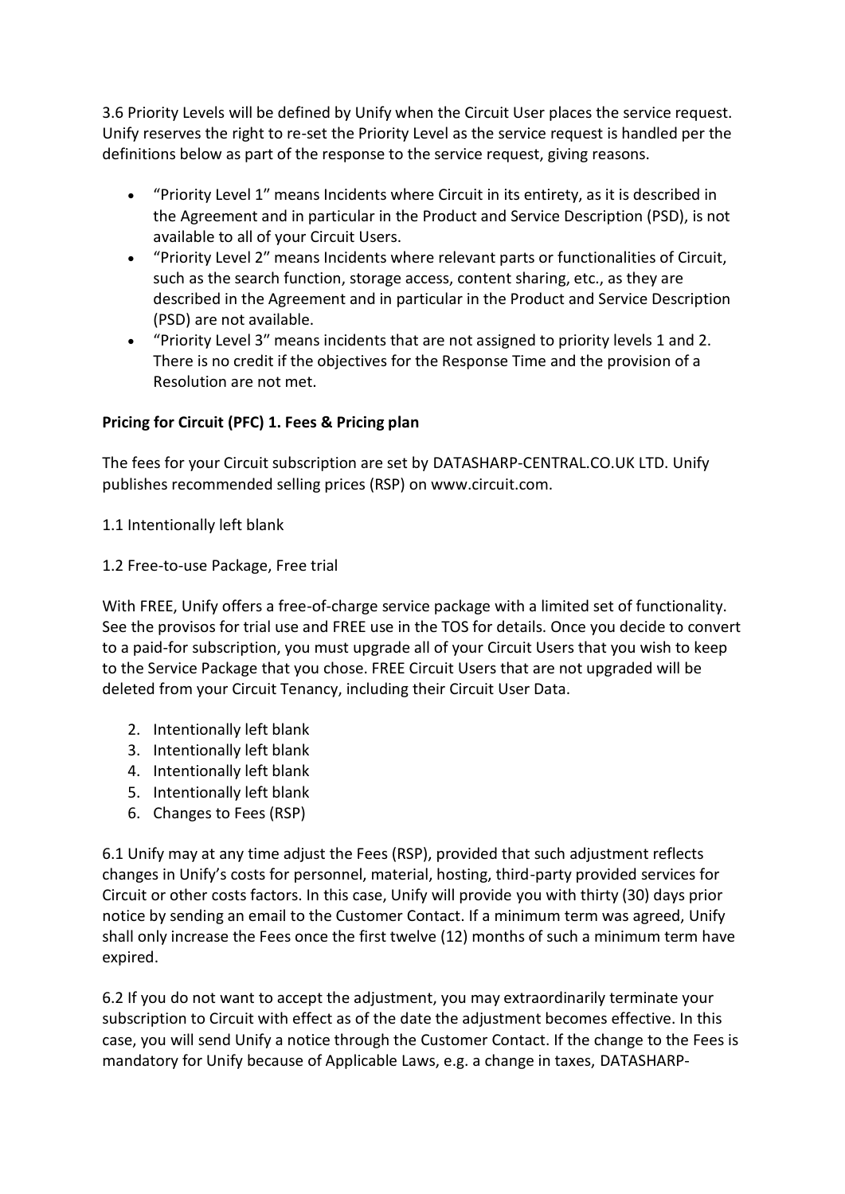3.6 Priority Levels will be defined by Unify when the Circuit User places the service request. Unify reserves the right to re-set the Priority Level as the service request is handled per the definitions below as part of the response to the service request, giving reasons.

- "Priority Level 1" means Incidents where Circuit in its entirety, as it is described in the Agreement and in particular in the Product and Service Description (PSD), is not available to all of your Circuit Users.
- "Priority Level 2" means Incidents where relevant parts or functionalities of Circuit, such as the search function, storage access, content sharing, etc., as they are described in the Agreement and in particular in the Product and Service Description (PSD) are not available.
- "Priority Level 3" means incidents that are not assigned to priority levels 1 and 2. There is no credit if the objectives for the Response Time and the provision of a Resolution are not met.

**Pricing for Circuit (PFC) 1. Fees & Pricing plan**

The fees for your Circuit subscription are set by DATASHARP-CENTRAL.CO.UK LTD. Unify publishes recommended selling prices (RSP) on www.circuit.com.

1.1 Intentionally left blank

1.2 Free-to-use Package, Free trial

With FREE, Unify offers a free-of-charge service package with a limited set of functionality. See the provisos for trial use and FREE use in the TOS for details. Once you decide to convert to a paid-for subscription, you must upgrade all of your Circuit Users that you wish to keep to the Service Package that you chose. FREE Circuit Users that are not upgraded will be deleted from your Circuit Tenancy, including their Circuit User Data.

2. Intentionally left blank
3. Intentionally left blank
4. Intentionally left blank
5. Intentionally left blank
6. Changes to Fees (RSP)

6.1 Unify may at any time adjust the Fees (RSP), provided that such adjustment reflects changes in Unify's costs for personnel, material, hosting, third-party provided services for Circuit or other costs factors. In this case, Unify will provide you with thirty (30) days prior notice by sending an email to the Customer Contact. If a minimum term was agreed, Unify shall only increase the Fees once the first twelve (12) months of such a minimum term have expired.

6.2 If you do not want to accept the adjustment, you may extraordinarily terminate your subscription to Circuit with effect as of the date the adjustment becomes effective. In this case, you will send Unify a notice through the Customer Contact. If the change to the Fees is mandatory for Unify because of Applicable Laws, e.g. a change in taxes, DATASHARP-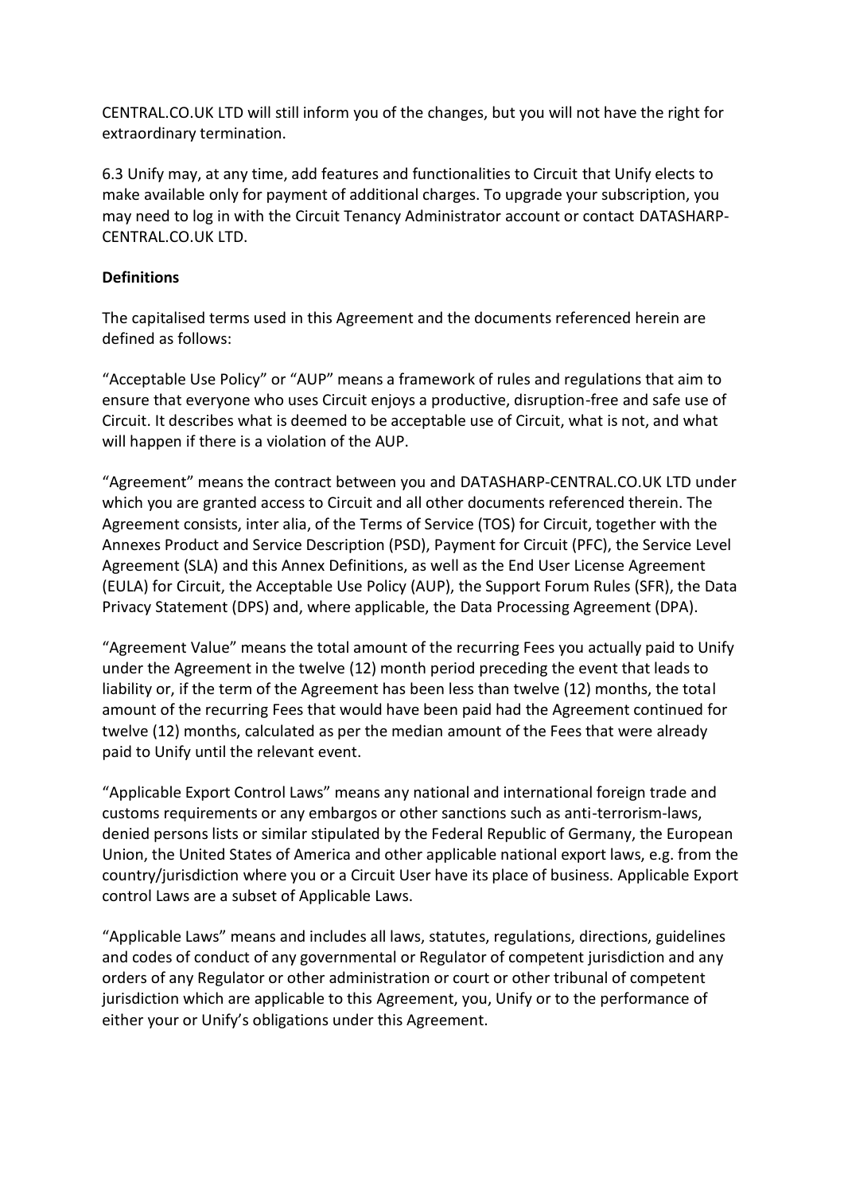CENTRAL.CO.UK LTD will still inform you of the changes, but you will not have the right for extraordinary termination.

6.3 Unify may, at any time, add features and functionalities to Circuit that Unify elects to make available only for payment of additional charges. To upgrade your subscription, you may need to log in with the Circuit Tenancy Administrator account or contact DATASHARP-CENTRAL.CO.UK LTD.

**Definitions**

The capitalised terms used in this Agreement and the documents referenced herein are defined as follows:

“Acceptable Use Policy” or “AUP” means a framework of rules and regulations that aim to ensure that everyone who uses Circuit enjoys a productive, disruption-free and safe use of Circuit. It describes what is deemed to be acceptable use of Circuit, what is not, and what will happen if there is a violation of the AUP.

“Agreement” means the contract between you and DATASHARP-CENTRAL.CO.UK LTD under which you are granted access to Circuit and all other documents referenced therein. The Agreement consists, inter alia, of the Terms of Service (TOS) for Circuit, together with the Annexes Product and Service Description (PSD), Payment for Circuit (PFC), the Service Level Agreement (SLA) and this Annex Definitions, as well as the End User License Agreement (EULA) for Circuit, the Acceptable Use Policy (AUP), the Support Forum Rules (SFR), the Data Privacy Statement (DPS) and, where applicable, the Data Processing Agreement (DPA).

“Agreement Value” means the total amount of the recurring Fees you actually paid to Unify under the Agreement in the twelve (12) month period preceding the event that leads to liability or, if the term of the Agreement has been less than twelve (12) months, the total amount of the recurring Fees that would have been paid had the Agreement continued for twelve (12) months, calculated as per the median amount of the Fees that were already paid to Unify until the relevant event.

“Applicable Export Control Laws” means any national and international foreign trade and customs requirements or any embargos or other sanctions such as anti-terrorism-laws, denied persons lists or similar stipulated by the Federal Republic of Germany, the European Union, the United States of America and other applicable national export laws, e.g. from the country/jurisdiction where you or a Circuit User have its place of business. Applicable Export control Laws are a subset of Applicable Laws.

“Applicable Laws” means and includes all laws, statutes, regulations, directions, guidelines and codes of conduct of any governmental or Regulator of competent jurisdiction and any orders of any Regulator or other administration or court or other tribunal of competent jurisdiction which are applicable to this Agreement, you, Unify or to the performance of either your or Unify’s obligations under this Agreement.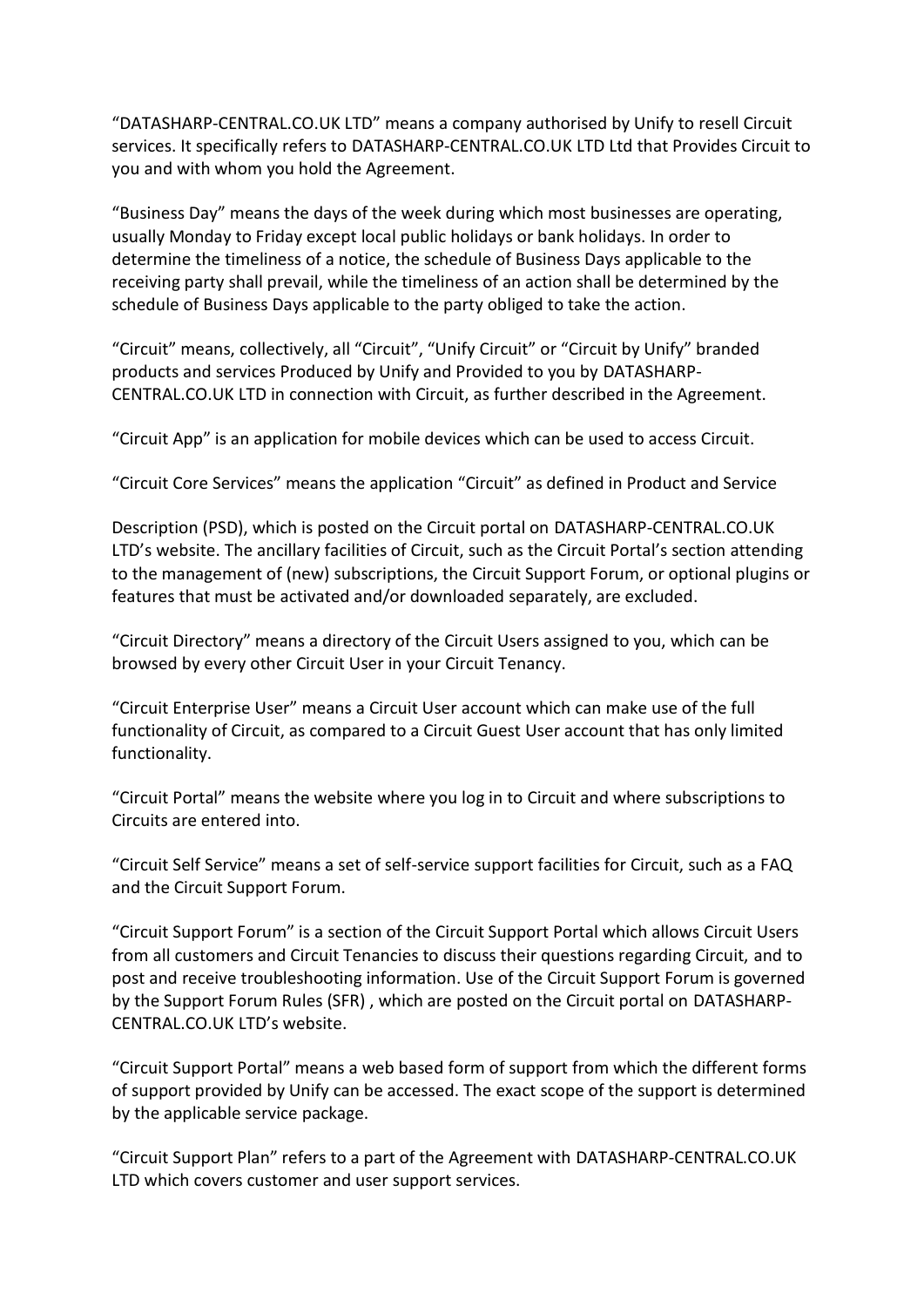"DATASHARP-CENTRAL.CO.UK LTD" means a company authorised by Unify to resell Circuit services. It specifically refers to DATASHARP-CENTRAL.CO.UK LTD Ltd that Provides Circuit to you and with whom you hold the Agreement.

"Business Day" means the days of the week during which most businesses are operating, usually Monday to Friday except local public holidays or bank holidays. In order to determine the timeliness of a notice, the schedule of Business Days applicable to the receiving party shall prevail, while the timeliness of an action shall be determined by the schedule of Business Days applicable to the party obliged to take the action.

"Circuit" means, collectively, all "Circuit", "Unify Circuit" or "Circuit by Unify" branded products and services Produced by Unify and Provided to you by DATASHARP-CENTRAL.CO.UK LTD in connection with Circuit, as further described in the Agreement.

"Circuit App" is an application for mobile devices which can be used to access Circuit.

"Circuit Core Services" means the application "Circuit" as defined in Product and Service

Description (PSD), which is posted on the Circuit portal on DATASHARP-CENTRAL.CO.UK LTD's website. The ancillary facilities of Circuit, such as the Circuit Portal's section attending to the management of (new) subscriptions, the Circuit Support Forum, or optional plugins or features that must be activated and/or downloaded separately, are excluded.

"Circuit Directory" means a directory of the Circuit Users assigned to you, which can be browsed by every other Circuit User in your Circuit Tenancy.

"Circuit Enterprise User" means a Circuit User account which can make use of the full functionality of Circuit, as compared to a Circuit Guest User account that has only limited functionality.

"Circuit Portal" means the website where you log in to Circuit and where subscriptions to Circuits are entered into.

"Circuit Self Service" means a set of self-service support facilities for Circuit, such as a FAQ and the Circuit Support Forum.

"Circuit Support Forum" is a section of the Circuit Support Portal which allows Circuit Users from all customers and Circuit Tenancies to discuss their questions regarding Circuit, and to post and receive troubleshooting information. Use of the Circuit Support Forum is governed by the Support Forum Rules (SFR) , which are posted on the Circuit portal on DATASHARP-CENTRAL.CO.UK LTD's website.

"Circuit Support Portal" means a web based form of support from which the different forms of support provided by Unify can be accessed. The exact scope of the support is determined by the applicable service package.

"Circuit Support Plan" refers to a part of the Agreement with DATASHARP-CENTRAL.CO.UK LTD which covers customer and user support services.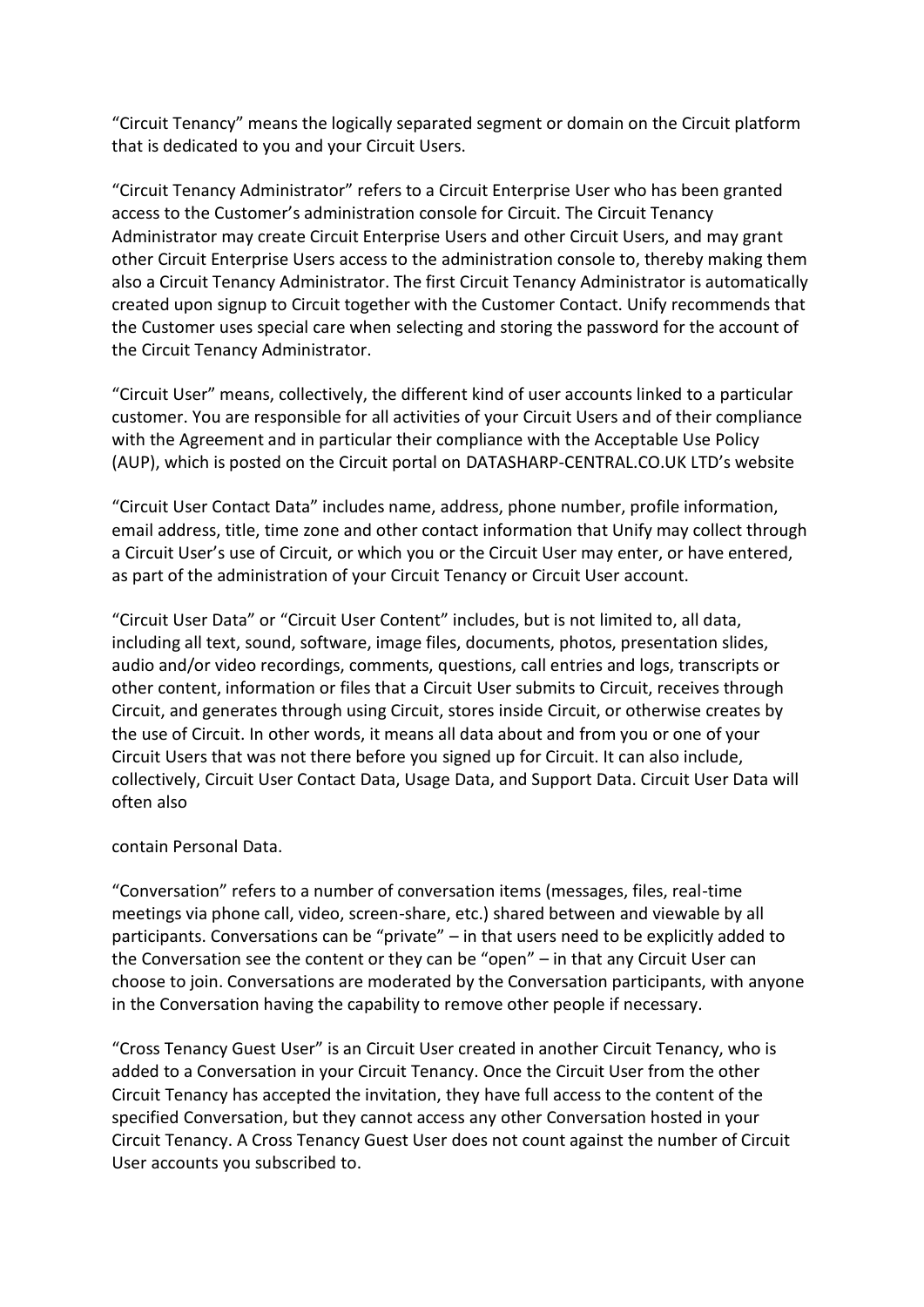"Circuit Tenancy" means the logically separated segment or domain on the Circuit platform that is dedicated to you and your Circuit Users.

"Circuit Tenancy Administrator" refers to a Circuit Enterprise User who has been granted access to the Customer's administration console for Circuit. The Circuit Tenancy Administrator may create Circuit Enterprise Users and other Circuit Users, and may grant other Circuit Enterprise Users access to the administration console to, thereby making them also a Circuit Tenancy Administrator. The first Circuit Tenancy Administrator is automatically created upon signup to Circuit together with the Customer Contact. Unify recommends that the Customer uses special care when selecting and storing the password for the account of the Circuit Tenancy Administrator.

"Circuit User" means, collectively, the different kind of user accounts linked to a particular customer. You are responsible for all activities of your Circuit Users and of their compliance with the Agreement and in particular their compliance with the Acceptable Use Policy (AUP), which is posted on the Circuit portal on DATASHARP-CENTRAL.CO.UK LTD's website

"Circuit User Contact Data" includes name, address, phone number, profile information, email address, title, time zone and other contact information that Unify may collect through a Circuit User's use of Circuit, or which you or the Circuit User may enter, or have entered, as part of the administration of your Circuit Tenancy or Circuit User account.

"Circuit User Data" or "Circuit User Content" includes, but is not limited to, all data, including all text, sound, software, image files, documents, photos, presentation slides, audio and/or video recordings, comments, questions, call entries and logs, transcripts or other content, information or files that a Circuit User submits to Circuit, receives through Circuit, and generates through using Circuit, stores inside Circuit, or otherwise creates by the use of Circuit. In other words, it means all data about and from you or one of your Circuit Users that was not there before you signed up for Circuit. It can also include, collectively, Circuit User Contact Data, Usage Data, and Support Data. Circuit User Data will often also

contain Personal Data.

"Conversation" refers to a number of conversation items (messages, files, real-time meetings via phone call, video, screen-share, etc.) shared between and viewable by all participants. Conversations can be "private" – in that users need to be explicitly added to the Conversation see the content or they can be "open" – in that any Circuit User can choose to join. Conversations are moderated by the Conversation participants, with anyone in the Conversation having the capability to remove other people if necessary.

"Cross Tenancy Guest User" is an Circuit User created in another Circuit Tenancy, who is added to a Conversation in your Circuit Tenancy. Once the Circuit User from the other Circuit Tenancy has accepted the invitation, they have full access to the content of the specified Conversation, but they cannot access any other Conversation hosted in your Circuit Tenancy. A Cross Tenancy Guest User does not count against the number of Circuit User accounts you subscribed to.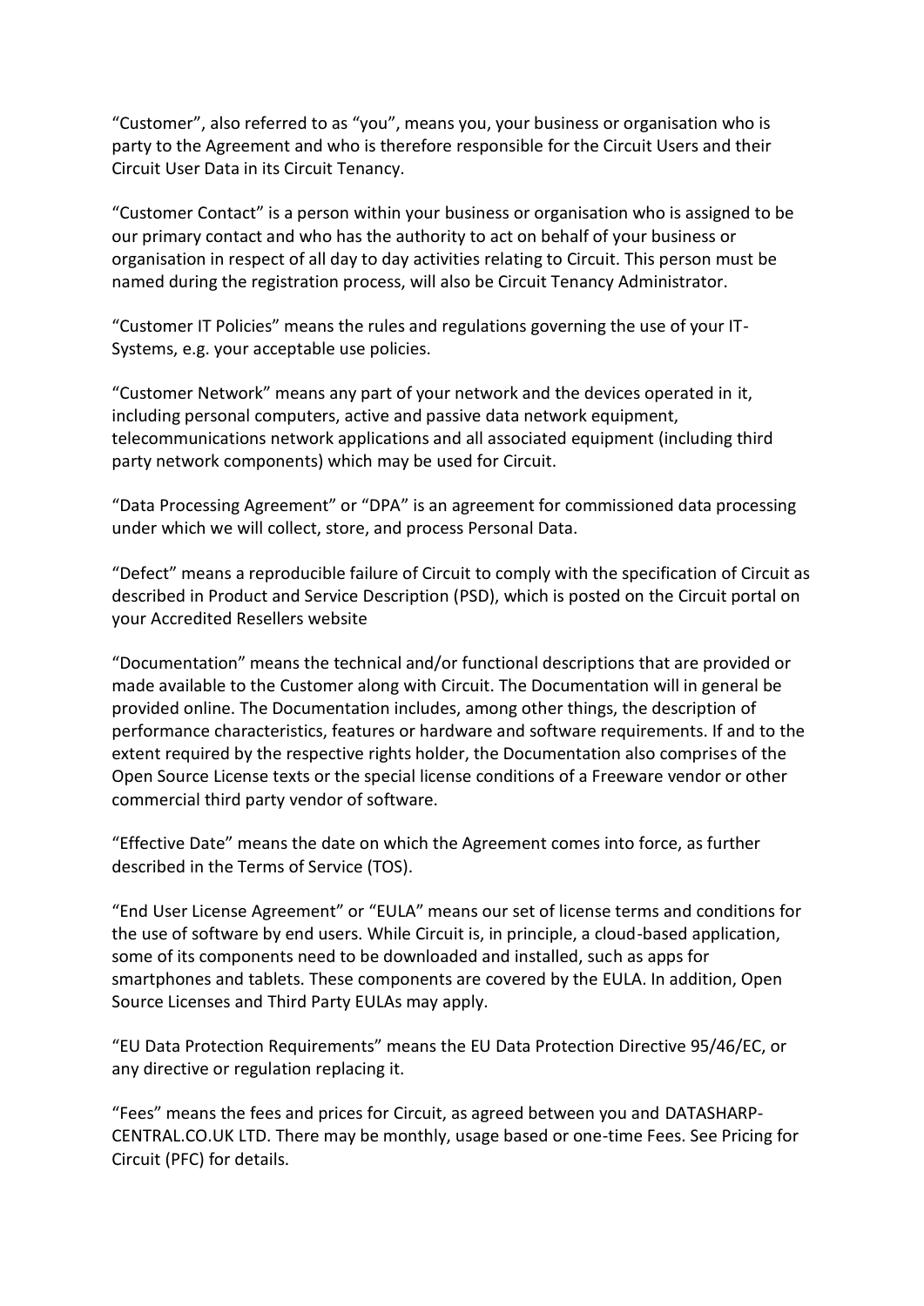"Customer", also referred to as "you", means you, your business or organisation who is party to the Agreement and who is therefore responsible for the Circuit Users and their Circuit User Data in its Circuit Tenancy.

"Customer Contact" is a person within your business or organisation who is assigned to be our primary contact and who has the authority to act on behalf of your business or organisation in respect of all day to day activities relating to Circuit. This person must be named during the registration process, will also be Circuit Tenancy Administrator.

"Customer IT Policies" means the rules and regulations governing the use of your IT-Systems, e.g. your acceptable use policies.

"Customer Network" means any part of your network and the devices operated in it, including personal computers, active and passive data network equipment, telecommunications network applications and all associated equipment (including third party network components) which may be used for Circuit.

"Data Processing Agreement" or "DPA" is an agreement for commissioned data processing under which we will collect, store, and process Personal Data.

"Defect" means a reproducible failure of Circuit to comply with the specification of Circuit as described in Product and Service Description (PSD), which is posted on the Circuit portal on your Accredited Resellers website

"Documentation" means the technical and/or functional descriptions that are provided or made available to the Customer along with Circuit. The Documentation will in general be provided online. The Documentation includes, among other things, the description of performance characteristics, features or hardware and software requirements. If and to the extent required by the respective rights holder, the Documentation also comprises of the Open Source License texts or the special license conditions of a Freeware vendor or other commercial third party vendor of software.

"Effective Date" means the date on which the Agreement comes into force, as further described in the Terms of Service (TOS).

"End User License Agreement" or "EULA" means our set of license terms and conditions for the use of software by end users. While Circuit is, in principle, a cloud-based application, some of its components need to be downloaded and installed, such as apps for smartphones and tablets. These components are covered by the EULA. In addition, Open Source Licenses and Third Party EULAs may apply.

"EU Data Protection Requirements" means the EU Data Protection Directive 95/46/EC, or any directive or regulation replacing it.

"Fees" means the fees and prices for Circuit, as agreed between you and DATASHARP-CENTRAL.CO.UK LTD. There may be monthly, usage based or one-time Fees. See Pricing for Circuit (PFC) for details.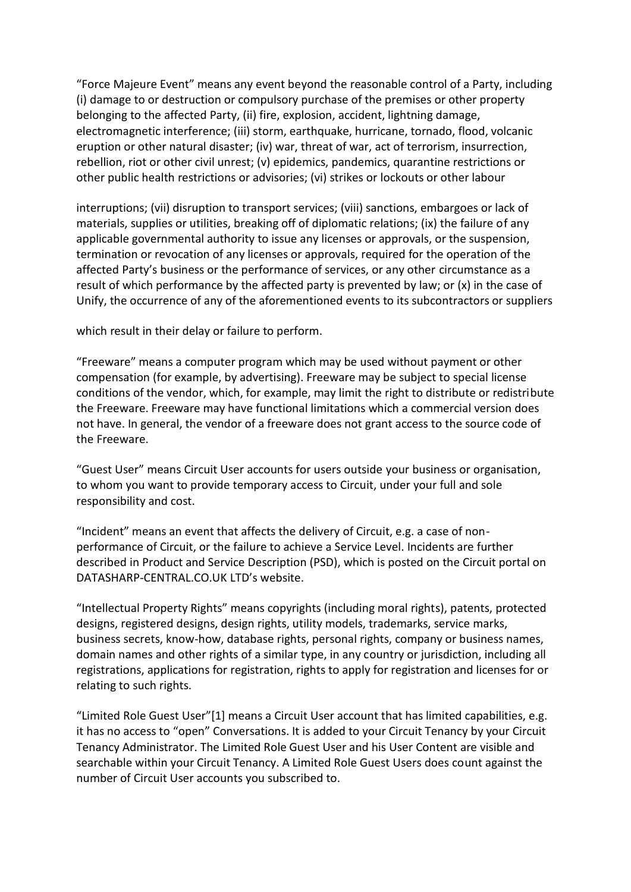"Force Majeure Event" means any event beyond the reasonable control of a Party, including (i) damage to or destruction or compulsory purchase of the premises or other property belonging to the affected Party, (ii) fire, explosion, accident, lightning damage, electromagnetic interference; (iii) storm, earthquake, hurricane, tornado, flood, volcanic eruption or other natural disaster; (iv) war, threat of war, act of terrorism, insurrection, rebellion, riot or other civil unrest; (v) epidemics, pandemics, quarantine restrictions or other public health restrictions or advisories; (vi) strikes or lockouts or other labour

interruptions; (vii) disruption to transport services; (viii) sanctions, embargoes or lack of materials, supplies or utilities, breaking off of diplomatic relations; (ix) the failure of any applicable governmental authority to issue any licenses or approvals, or the suspension, termination or revocation of any licenses or approvals, required for the operation of the affected Party's business or the performance of services, or any other circumstance as a result of which performance by the affected party is prevented by law; or (x) in the case of Unify, the occurrence of any of the aforementioned events to its subcontractors or suppliers

which result in their delay or failure to perform.

"Freeware" means a computer program which may be used without payment or other compensation (for example, by advertising). Freeware may be subject to special license conditions of the vendor, which, for example, may limit the right to distribute or redistribute the Freeware. Freeware may have functional limitations which a commercial version does not have. In general, the vendor of a freeware does not grant access to the source code of the Freeware.

"Guest User" means Circuit User accounts for users outside your business or organisation, to whom you want to provide temporary access to Circuit, under your full and sole responsibility and cost.

"Incident" means an event that affects the delivery of Circuit, e.g. a case of non-performance of Circuit, or the failure to achieve a Service Level. Incidents are further described in Product and Service Description (PSD), which is posted on the Circuit portal on DATASHARP-CENTRAL.CO.UK LTD's website.

"Intellectual Property Rights" means copyrights (including moral rights), patents, protected designs, registered designs, design rights, utility models, trademarks, service marks, business secrets, know-how, database rights, personal rights, company or business names, domain names and other rights of a similar type, in any country or jurisdiction, including all registrations, applications for registration, rights to apply for registration and licenses for or relating to such rights.

"Limited Role Guest User"[1] means a Circuit User account that has limited capabilities, e.g. it has no access to "open" Conversations. It is added to your Circuit Tenancy by your Circuit Tenancy Administrator. The Limited Role Guest User and his User Content are visible and searchable within your Circuit Tenancy. A Limited Role Guest Users does count against the number of Circuit User accounts you subscribed to.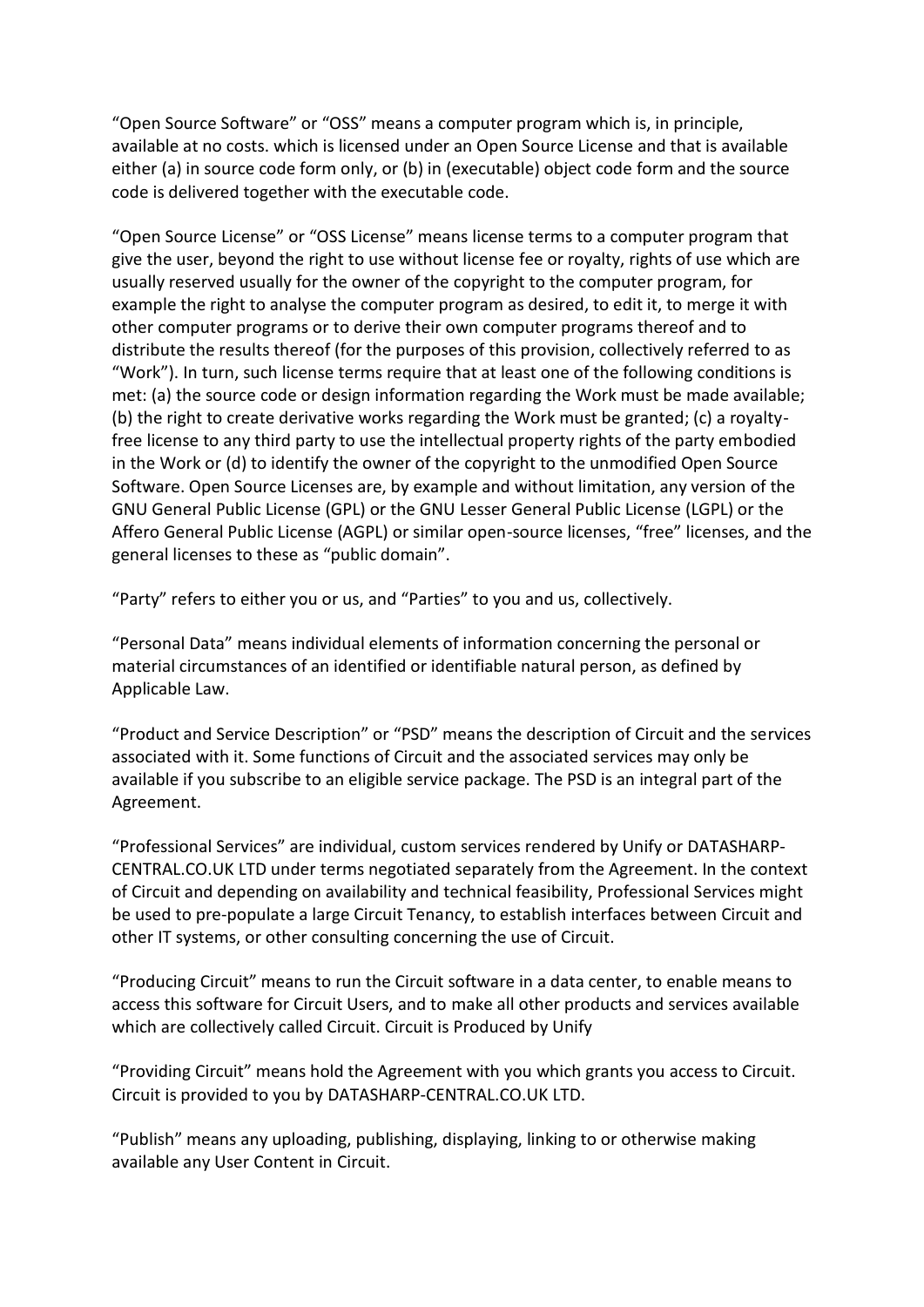“Open Source Software” or “OSS” means a computer program which is, in principle, available at no costs. which is licensed under an Open Source License and that is available either (a) in source code form only, or (b) in (executable) object code form and the source code is delivered together with the executable code.

“Open Source License” or “OSS License” means license terms to a computer program that give the user, beyond the right to use without license fee or royalty, rights of use which are usually reserved usually for the owner of the copyright to the computer program, for example the right to analyse the computer program as desired, to edit it, to merge it with other computer programs or to derive their own computer programs thereof and to distribute the results thereof (for the purposes of this provision, collectively referred to as “Work”). In turn, such license terms require that at least one of the following conditions is met: (a) the source code or design information regarding the Work must be made available; (b) the right to create derivative works regarding the Work must be granted; (c) a royalty-free license to any third party to use the intellectual property rights of the party embodied in the Work or (d) to identify the owner of the copyright to the unmodified Open Source Software. Open Source Licenses are, by example and without limitation, any version of the GNU General Public License (GPL) or the GNU Lesser General Public License (LGPL) or the Affero General Public License (AGPL) or similar open-source licenses, “free” licenses, and the general licenses to these as “public domain”.

“Party” refers to either you or us, and “Parties” to you and us, collectively.

“Personal Data” means individual elements of information concerning the personal or material circumstances of an identified or identifiable natural person, as defined by Applicable Law.

“Product and Service Description” or “PSD” means the description of Circuit and the services associated with it. Some functions of Circuit and the associated services may only be available if you subscribe to an eligible service package. The PSD is an integral part of the Agreement.

“Professional Services” are individual, custom services rendered by Unify or DATASHARP-CENTRAL.CO.UK LTD under terms negotiated separately from the Agreement. In the context of Circuit and depending on availability and technical feasibility, Professional Services might be used to pre-populate a large Circuit Tenancy, to establish interfaces between Circuit and other IT systems, or other consulting concerning the use of Circuit.

“Producing Circuit” means to run the Circuit software in a data center, to enable means to access this software for Circuit Users, and to make all other products and services available which are collectively called Circuit. Circuit is Produced by Unify

“Providing Circuit” means hold the Agreement with you which grants you access to Circuit. Circuit is provided to you by DATASHARP-CENTRAL.CO.UK LTD.

“Publish” means any uploading, publishing, displaying, linking to or otherwise making available any User Content in Circuit.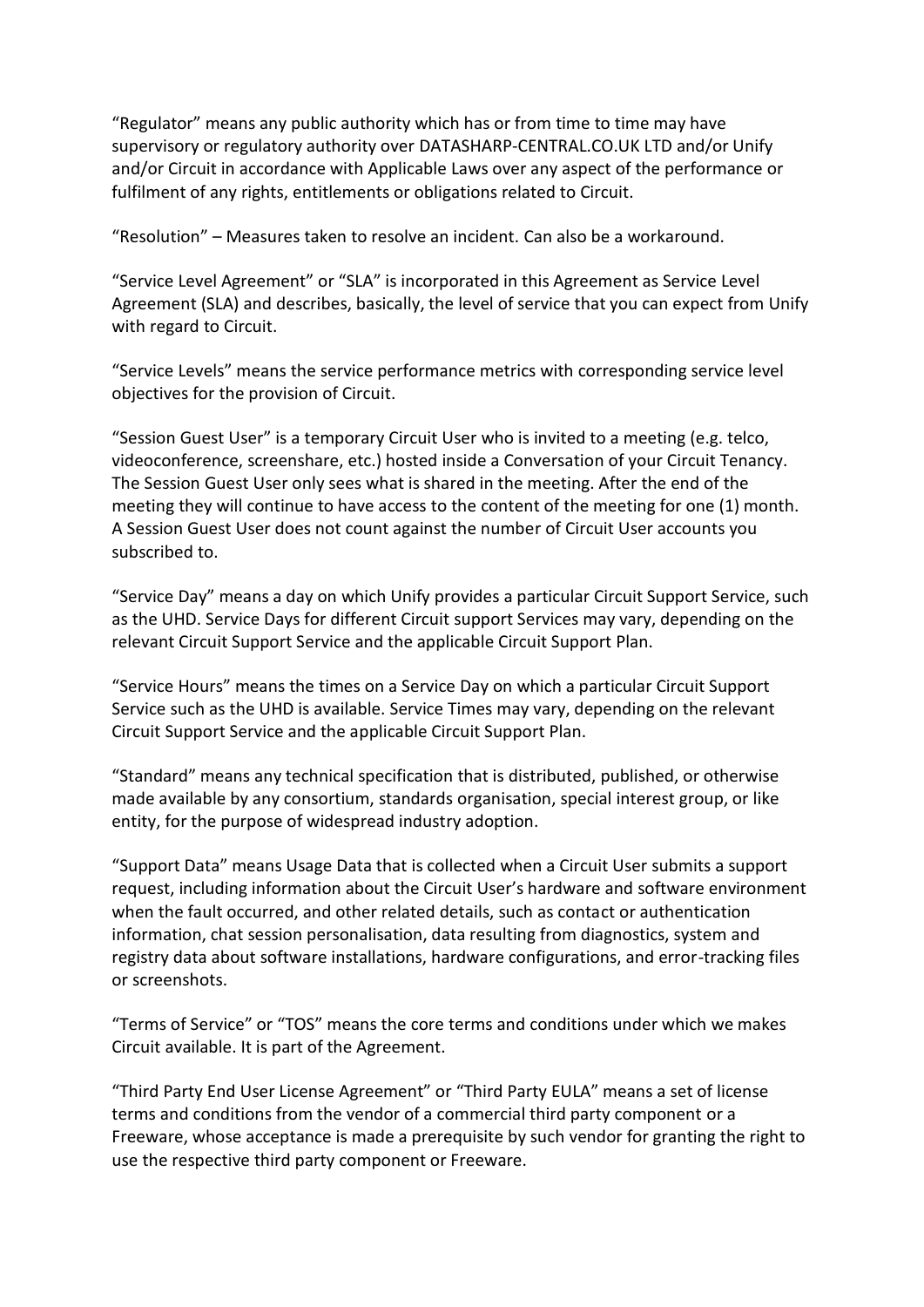"Regulator" means any public authority which has or from time to time may have supervisory or regulatory authority over DATASHARP-CENTRAL.CO.UK LTD and/or Unify and/or Circuit in accordance with Applicable Laws over any aspect of the performance or fulfilment of any rights, entitlements or obligations related to Circuit.

"Resolution" – Measures taken to resolve an incident. Can also be a workaround.

"Service Level Agreement" or "SLA" is incorporated in this Agreement as Service Level Agreement (SLA) and describes, basically, the level of service that you can expect from Unify with regard to Circuit.

"Service Levels" means the service performance metrics with corresponding service level objectives for the provision of Circuit.

"Session Guest User" is a temporary Circuit User who is invited to a meeting (e.g. telco, videoconference, screenshare, etc.) hosted inside a Conversation of your Circuit Tenancy. The Session Guest User only sees what is shared in the meeting. After the end of the meeting they will continue to have access to the content of the meeting for one (1) month. A Session Guest User does not count against the number of Circuit User accounts you subscribed to.

"Service Day" means a day on which Unify provides a particular Circuit Support Service, such as the UHD. Service Days for different Circuit support Services may vary, depending on the relevant Circuit Support Service and the applicable Circuit Support Plan.

"Service Hours" means the times on a Service Day on which a particular Circuit Support Service such as the UHD is available. Service Times may vary, depending on the relevant Circuit Support Service and the applicable Circuit Support Plan.

"Standard" means any technical specification that is distributed, published, or otherwise made available by any consortium, standards organisation, special interest group, or like entity, for the purpose of widespread industry adoption.

"Support Data" means Usage Data that is collected when a Circuit User submits a support request, including information about the Circuit User's hardware and software environment when the fault occurred, and other related details, such as contact or authentication information, chat session personalisation, data resulting from diagnostics, system and registry data about software installations, hardware configurations, and error-tracking files or screenshots.

"Terms of Service" or "TOS" means the core terms and conditions under which we makes Circuit available. It is part of the Agreement.

"Third Party End User License Agreement" or "Third Party EULA" means a set of license terms and conditions from the vendor of a commercial third party component or a Freeware, whose acceptance is made a prerequisite by such vendor for granting the right to use the respective third party component or Freeware.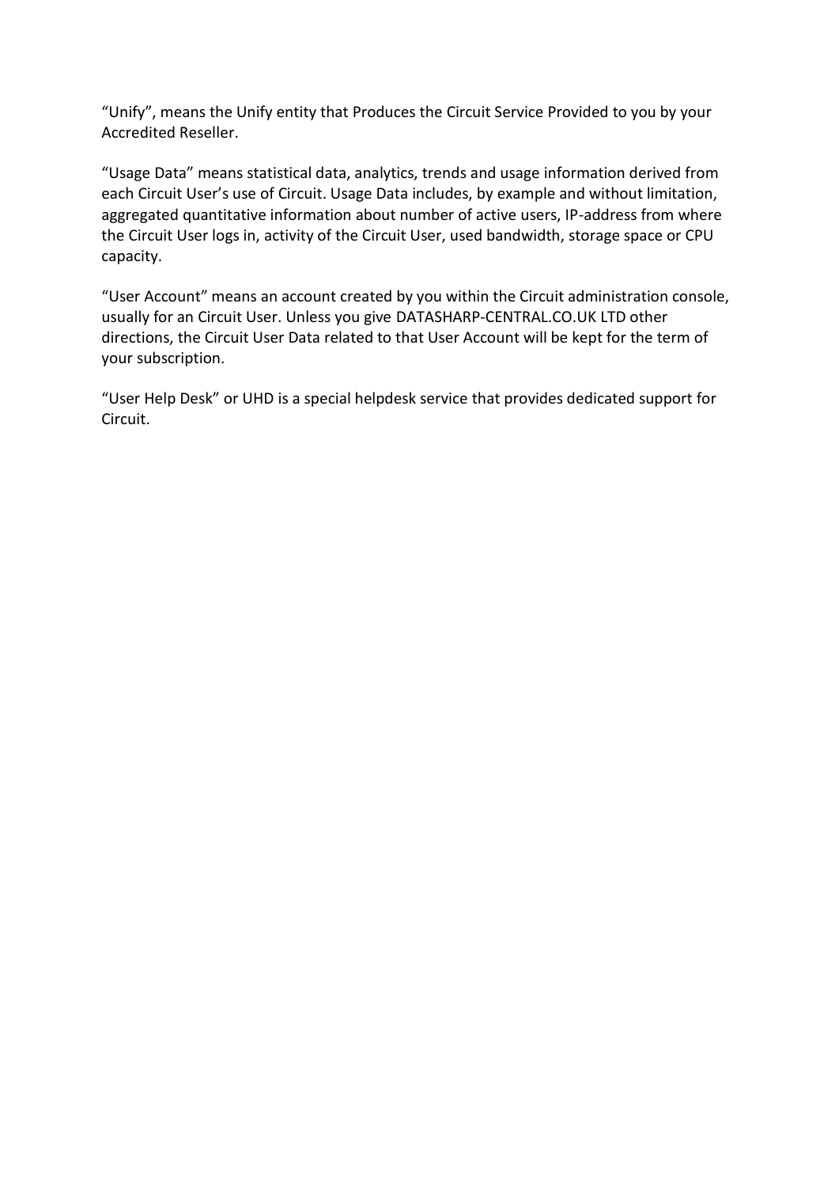“Unify”, means the Unify entity that Produces the Circuit Service Provided to you by your Accredited Reseller.

“Usage Data” means statistical data, analytics, trends and usage information derived from each Circuit User’s use of Circuit. Usage Data includes, by example and without limitation, aggregated quantitative information about number of active users, IP-address from where the Circuit User logs in, activity of the Circuit User, used bandwidth, storage space or CPU capacity.

“User Account” means an account created by you within the Circuit administration console, usually for an Circuit User. Unless you give DATASHARP-CENTRAL.CO.UK LTD other directions, the Circuit User Data related to that User Account will be kept for the term of your subscription.

“User Help Desk” or UHD is a special helpdesk service that provides dedicated support for Circuit.